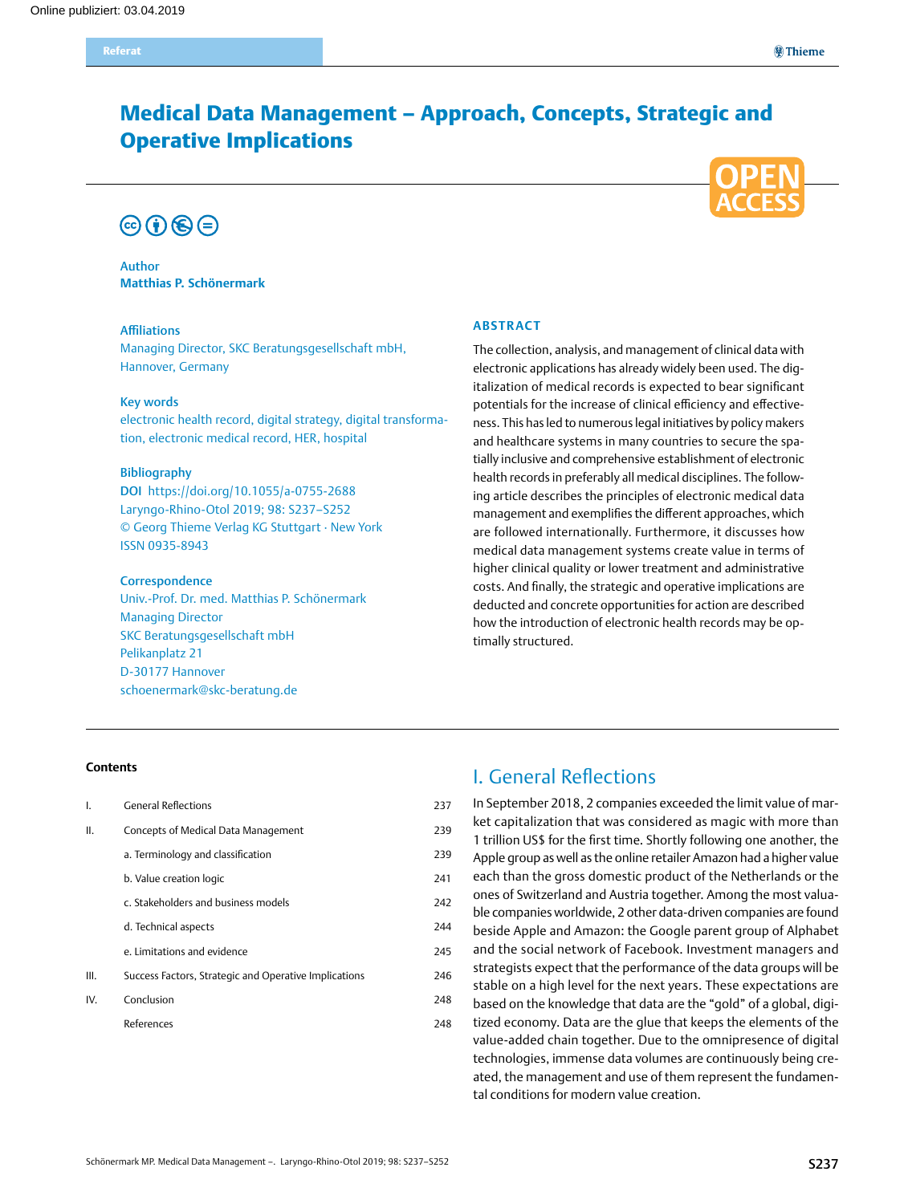# Medical Data Management – Approach, Concepts, Strategic and Operative Implications

**Author**
**Matthias P. Schönermark**

**Affiliations**
Managing Director, SKC Beratungsgesellschaft mbH, Hannover, Germany

**Key words**
electronic health record, digital strategy, digital transformation, electronic medical record, HER, hospital

**Bibliography**
**DOI** https://doi.org/10.1055/a-0755-2688
Laryngo-Rhino-Otol 2019; 98: S237–S252
© Georg Thieme Verlag KG Stuttgart · New York
ISSN 0935-8943

**Correspondence**
Univ.-Prof. Dr. med. Matthias P. Schönermark
Managing Director
SKC Beratungsgesellschaft mbH
Pelikanplatz 21
D-30177 Hannover
schoenermark@skc-beratung.de

## ABSTRACT

The collection, analysis, and management of clinical data with electronic applications has already widely been used. The digitalization of medical records is expected to bear significant potentials for the increase of clinical efficiency and effectiveness. This has led to numerous legal initiatives by policy makers and healthcare systems in many countries to secure the spatially inclusive and comprehensive establishment of electronic health records in preferably all medical disciplines. The following article describes the principles of electronic medical data management and exemplifies the different approaches, which are followed internationally. Furthermore, it discusses how medical data management systems create value in terms of higher clinical quality or lower treatment and administrative costs. And finally, the strategic and operative implications are deducted and concrete opportunities for action are described how the introduction of electronic health records may be optimally structured.

**Contents**

| | | |
|---|---|---|
| I. | General Reflections | 237 |
| II. | Concepts of Medical Data Management | 239 |
| | a. Terminology and classification | 239 |
| | b. Value creation logic | 241 |
| | c. Stakeholders and business models | 242 |
| | d. Technical aspects | 244 |
| | e. Limitations and evidence | 245 |
| III. | Success Factors, Strategic and Operative Implications | 246 |
| IV. | Conclusion | 248 |
| | References | 248 |

## I. General Reflections

In September 2018, 2 companies exceeded the limit value of market capitalization that was considered as magic with more than 1 trillion US$ for the first time. Shortly following one another, the Apple group as well as the online retailer Amazon had a higher value each than the gross domestic product of the Netherlands or the ones of Switzerland and Austria together. Among the most valuable companies worldwide, 2 other data-driven companies are found beside Apple and Amazon: the Google parent group of Alphabet and the social network of Facebook. Investment managers and strategists expect that the performance of the data groups will be stable on a high level for the next years. These expectations are based on the knowledge that data are the "gold" of a global, digitized economy. Data are the glue that keeps the elements of the value-added chain together. Due to the omnipresence of digital technologies, immense data volumes are continuously being created, the management and use of them represent the fundamental conditions for modern value creation.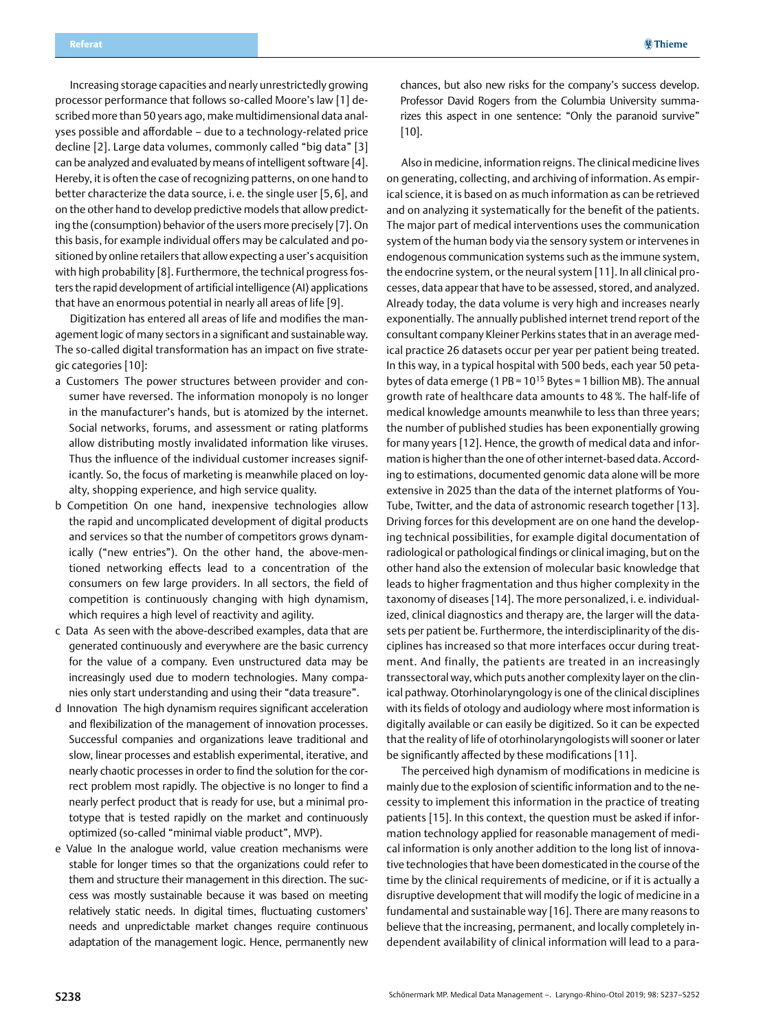Increasing storage capacities and nearly unrestrictedly growing processor performance that follows so-called Moore's law [1] described more than 50 years ago, make multidimensional data analyses possible and affordable – due to a technology-related price decline [2]. Large data volumes, commonly called "big data" [3] can be analyzed and evaluated by means of intelligent software [4]. Hereby, it is often the case of recognizing patterns, on one hand to better characterize the data source, i. e. the single user [5, 6], and on the other hand to develop predictive models that allow predicting the (consumption) behavior of the users more precisely [7]. On this basis, for example individual offers may be calculated and positioned by online retailers that allow expecting a user's acquisition with high probability [8]. Furthermore, the technical progress fosters the rapid development of artificial intelligence (AI) applications that have an enormous potential in nearly all areas of life [9].

Digitization has entered all areas of life and modifies the management logic of many sectors in a significant and sustainable way. The so-called digital transformation has an impact on five strategic categories [10]:

- a Customers The power structures between provider and consumer have reversed. The information monopoly is no longer in the manufacturer's hands, but is atomized by the internet. Social networks, forums, and assessment or rating platforms allow distributing mostly invalidated information like viruses. Thus the influence of the individual customer increases significantly. So, the focus of marketing is meanwhile placed on loyalty, shopping experience, and high service quality.
- b Competition On one hand, inexpensive technologies allow the rapid and uncomplicated development of digital products and services so that the number of competitors grows dynamically ("new entries"). On the other hand, the above-mentioned networking effects lead to a concentration of the consumers on few large providers. In all sectors, the field of competition is continuously changing with high dynamism, which requires a high level of reactivity and agility.
- c Data As seen with the above-described examples, data that are generated continuously and everywhere are the basic currency for the value of a company. Even unstructured data may be increasingly used due to modern technologies. Many companies only start understanding and using their "data treasure".
- d Innovation The high dynamism requires significant acceleration and flexibilization of the management of innovation processes. Successful companies and organizations leave traditional and slow, linear processes and establish experimental, iterative, and nearly chaotic processes in order to find the solution for the correct problem most rapidly. The objective is no longer to find a nearly perfect product that is ready for use, but a minimal prototype that is tested rapidly on the market and continuously optimized (so-called "minimal viable product", MVP).
- e Value In the analogue world, value creation mechanisms were stable for longer times so that the organizations could refer to them and structure their management in this direction. The success was mostly sustainable because it was based on meeting relatively static needs. In digital times, fluctuating customers' needs and unpredictable market changes require continuous adaptation of the management logic. Hence, permanently new chances, but also new risks for the company's success develop. Professor David Rogers from the Columbia University summarizes this aspect in one sentence: "Only the paranoid survive" [10].

Also in medicine, information reigns. The clinical medicine lives on generating, collecting, and archiving of information. As empirical science, it is based on as much information as can be retrieved and on analyzing it systematically for the benefit of the patients. The major part of medical interventions uses the communication system of the human body via the sensory system or intervenes in endogenous communication systems such as the immune system, the endocrine system, or the neural system [11]. In all clinical processes, data appear that have to be assessed, stored, and analyzed. Already today, the data volume is very high and increases nearly exponentially. The annually published internet trend report of the consultant company Kleiner Perkins states that in an average medical practice 26 datasets occur per year per patient being treated. In this way, in a typical hospital with 500 beds, each year 50 petabytes of data emerge (1 PB = $10^{15}$ Bytes = 1 billion MB). The annual growth rate of healthcare data amounts to 48 %. The half-life of medical knowledge amounts meanwhile to less than three years; the number of published studies has been exponentially growing for many years [12]. Hence, the growth of medical data and information is higher than the one of other internet-based data. According to estimations, documented genomic data alone will be more extensive in 2025 than the data of the internet platforms of YouTube, Twitter, and the data of astronomic research together [13]. Driving forces for this development are on one hand the developing technical possibilities, for example digital documentation of radiological or pathological findings or clinical imaging, but on the other hand also the extension of molecular basic knowledge that leads to higher fragmentation and thus higher complexity in the taxonomy of diseases [14]. The more personalized, i. e. individualized, clinical diagnostics and therapy are, the larger will the datasets per patient be. Furthermore, the interdisciplinarity of the disciplines has increased so that more interfaces occur during treatment. And finally, the patients are treated in an increasingly transsectoral way, which puts another complexity layer on the clinical pathway. Otorhinolaryngology is one of the clinical disciplines with its fields of otology and audiology where most information is digitally available or can easily be digitized. So it can be expected that the reality of life of otorhinolaryngologists will sooner or later be significantly affected by these modifications [11].

The perceived high dynamism of modifications in medicine is mainly due to the explosion of scientific information and to the necessity to implement this information in the practice of treating patients [15]. In this context, the question must be asked if information technology applied for reasonable management of medical information is only another addition to the long list of innovative technologies that have been domesticated in the course of the time by the clinical requirements of medicine, or if it is actually a disruptive development that will modify the logic of medicine in a fundamental and sustainable way [16]. There are many reasons to believe that the increasing, permanent, and locally completely independent availability of clinical information will lead to a para-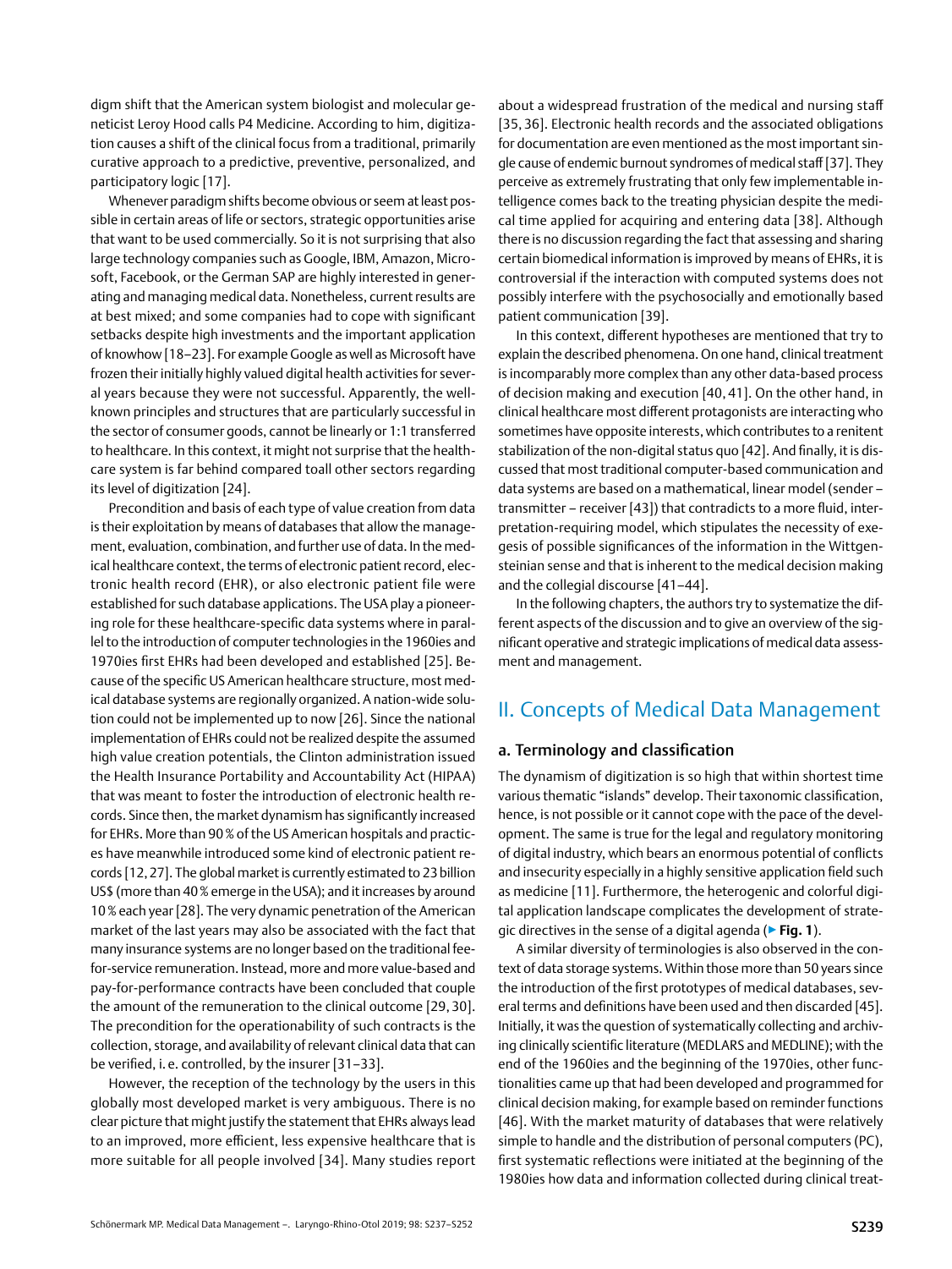digm shift that the American system biologist and molecular geneticist Leroy Hood calls P4 Medicine. According to him, digitization causes a shift of the clinical focus from a traditional, primarily curative approach to a predictive, preventive, personalized, and participatory logic [17].

Whenever paradigm shifts become obvious or seem at least possible in certain areas of life or sectors, strategic opportunities arise that want to be used commercially. So it is not surprising that also large technology companies such as Google, IBM, Amazon, Microsoft, Facebook, or the German SAP are highly interested in generating and managing medical data. Nonetheless, current results are at best mixed; and some companies had to cope with significant setbacks despite high investments and the important application of knowhow [18–23]. For example Google as well as Microsoft have frozen their initially highly valued digital health activities for several years because they were not successful. Apparently, the well-known principles and structures that are particularly successful in the sector of consumer goods, cannot be linearly or 1:1 transferred to healthcare. In this context, it might not surprise that the healthcare system is far behind compared toall other sectors regarding its level of digitization [24].

Precondition and basis of each type of value creation from data is their exploitation by means of databases that allow the management, evaluation, combination, and further use of data. In the medical healthcare context, the terms of electronic patient record, electronic health record (EHR), or also electronic patient file were established for such database applications. The USA play a pioneering role for these healthcare-specific data systems where in parallel to the introduction of computer technologies in the 1960ies and 1970ies first EHRs had been developed and established [25]. Because of the specific US American healthcare structure, most medical database systems are regionally organized. A nation-wide solution could not be implemented up to now [26]. Since the national implementation of EHRs could not be realized despite the assumed high value creation potentials, the Clinton administration issued the Health Insurance Portability and Accountability Act (HIPAA) that was meant to foster the introduction of electronic health records. Since then, the market dynamism has significantly increased for EHRs. More than 90 % of the US American hospitals and practices have meanwhile introduced some kind of electronic patient records [12, 27]. The global market is currently estimated to 23 billion US$ (more than 40 % emerge in the USA); and it increases by around 10 % each year [28]. The very dynamic penetration of the American market of the last years may also be associated with the fact that many insurance systems are no longer based on the traditional fee-for-service remuneration. Instead, more and more value-based and pay-for-performance contracts have been concluded that couple the amount of the remuneration to the clinical outcome [29, 30]. The precondition for the operationability of such contracts is the collection, storage, and availability of relevant clinical data that can be verified, i. e. controlled, by the insurer [31–33].

However, the reception of the technology by the users in this globally most developed market is very ambiguous. There is no clear picture that might justify the statement that EHRs always lead to an improved, more efficient, less expensive healthcare that is more suitable for all people involved [34]. Many studies report about a widespread frustration of the medical and nursing staff [35, 36]. Electronic health records and the associated obligations for documentation are even mentioned as the most important single cause of endemic burnout syndromes of medical staff [37]. They perceive as extremely frustrating that only few implementable intelligence comes back to the treating physician despite the medical time applied for acquiring and entering data [38]. Although there is no discussion regarding the fact that assessing and sharing certain biomedical information is improved by means of EHRs, it is controversial if the interaction with computed systems does not possibly interfere with the psychosocially and emotionally based patient communication [39].

In this context, different hypotheses are mentioned that try to explain the described phenomena. On one hand, clinical treatment is incomparably more complex than any other data-based process of decision making and execution [40, 41]. On the other hand, in clinical healthcare most different protagonists are interacting who sometimes have opposite interests, which contributes to a renitent stabilization of the non-digital status quo [42]. And finally, it is discussed that most traditional computer-based communication and data systems are based on a mathematical, linear model (sender – transmitter – receiver [43]) that contradicts to a more fluid, interpretation-requiring model, which stipulates the necessity of exegesis of possible significances of the information in the Wittgensteinian sense and that is inherent to the medical decision making and the collegial discourse [41–44].

In the following chapters, the authors try to systematize the different aspects of the discussion and to give an overview of the significant operative and strategic implications of medical data assessment and management.

## II. Concepts of Medical Data Management

### a. Terminology and classification

The dynamism of digitization is so high that within shortest time various thematic “islands” develop. Their taxonomic classification, hence, is not possible or it cannot cope with the pace of the development. The same is true for the legal and regulatory monitoring of digital industry, which bears an enormous potential of conflicts and insecurity especially in a highly sensitive application field such as medicine [11]. Furthermore, the heterogenic and colorful digital application landscape complicates the development of strategic directives in the sense of a digital agenda (▶ **Fig. 1**).

A similar diversity of terminologies is also observed in the context of data storage systems. Within those more than 50 years since the introduction of the first prototypes of medical databases, several terms and definitions have been used and then discarded [45]. Initially, it was the question of systematically collecting and archiving clinically scientific literature (MEDLARS and MEDLINE); with the end of the 1960ies and the beginning of the 1970ies, other functionalities came up that had been developed and programmed for clinical decision making, for example based on reminder functions [46]. With the market maturity of databases that were relatively simple to handle and the distribution of personal computers (PC), first systematic reflections were initiated at the beginning of the 1980ies how data and information collected during clinical treat-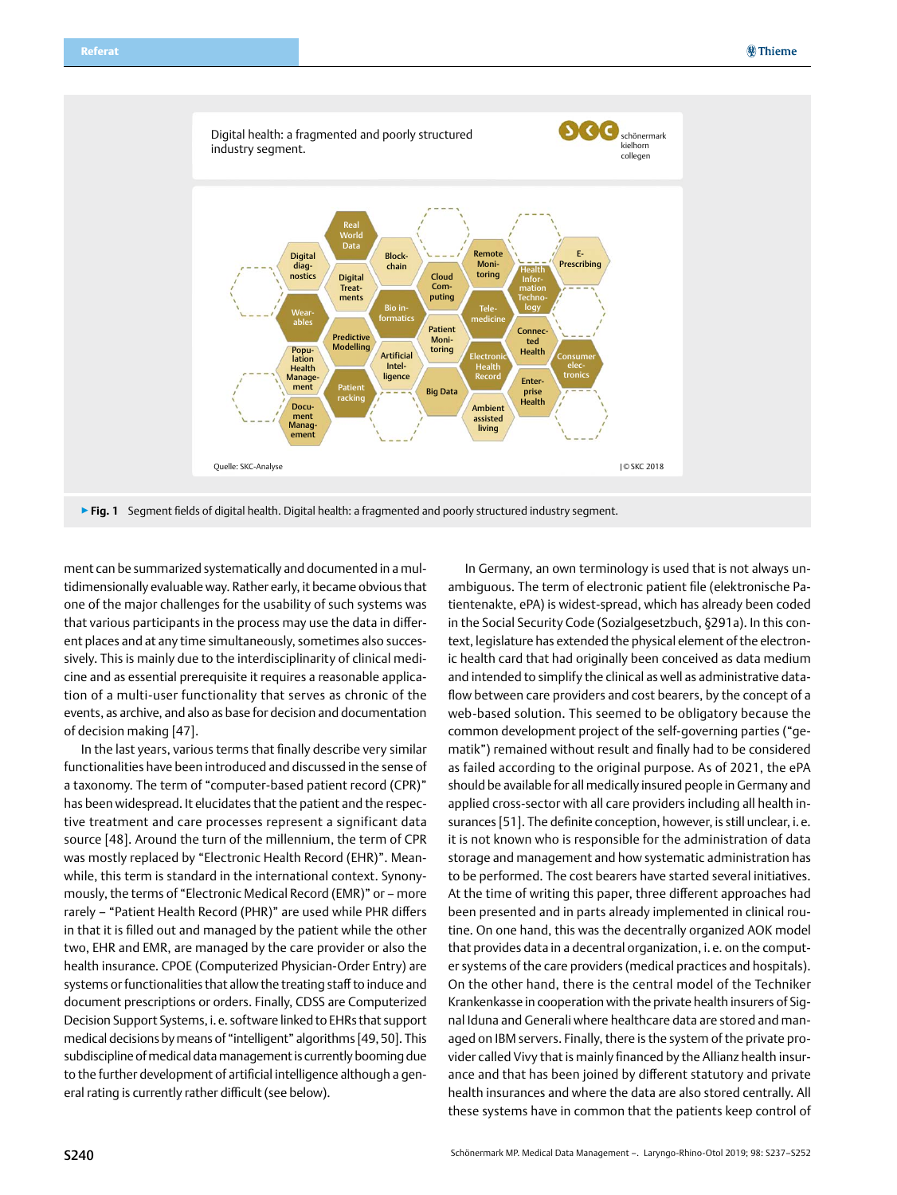▶ **Fig. 1** Segment fields of digital health. Digital health: a fragmented and poorly structured industry segment.

ment can be summarized systematically and documented in a multidimensionally evaluable way. Rather early, it became obvious that one of the major challenges for the usability of such systems was that various participants in the process may use the data in different places and at any time simultaneously, sometimes also successively. This is mainly due to the interdisciplinarity of clinical medicine and as essential prerequisite it requires a reasonable application of a multi-user functionality that serves as chronic of the events, as archive, and also as base for decision and documentation of decision making [47].

In the last years, various terms that finally describe very similar functionalities have been introduced and discussed in the sense of a taxonomy. The term of "computer-based patient record (CPR)" has been widespread. It elucidates that the patient and the respective treatment and care processes represent a significant data source [48]. Around the turn of the millennium, the term of CPR was mostly replaced by "Electronic Health Record (EHR)". Meanwhile, this term is standard in the international context. Synonymously, the terms of "Electronic Medical Record (EMR)" or – more rarely – "Patient Health Record (PHR)" are used while PHR differs in that it is filled out and managed by the patient while the other two, EHR and EMR, are managed by the care provider or also the health insurance. CPOE (Computerized Physician-Order Entry) are systems or functionalities that allow the treating staff to induce and document prescriptions or orders. Finally, CDSS are Computerized Decision Support Systems, i. e. software linked to EHRs that support medical decisions by means of "intelligent" algorithms [49, 50]. This subdiscipline of medical data management is currently booming due to the further development of artificial intelligence although a general rating is currently rather difficult (see below).

In Germany, an own terminology is used that is not always unambiguous. The term of electronic patient file (elektronische Patientenakte, ePA) is widest-spread, which has already been coded in the Social Security Code (Sozialgesetzbuch, §291a). In this context, legislature has extended the physical element of the electronic health card that had originally been conceived as data medium and intended to simplify the clinical as well as administrative dataflow between care providers and cost bearers, by the concept of a web-based solution. This seemed to be obligatory because the common development project of the self-governing parties ("gematik") remained without result and finally had to be considered as failed according to the original purpose. As of 2021, the ePA should be available for all medically insured people in Germany and applied cross-sector with all care providers including all health insurances [51]. The definite conception, however, is still unclear, i. e. it is not known who is responsible for the administration of data storage and management and how systematic administration has to be performed. The cost bearers have started several initiatives. At the time of writing this paper, three different approaches had been presented and in parts already implemented in clinical routine. On one hand, this was the decentrally organized AOK model that provides data in a decentral organization, i. e. on the computer systems of the care providers (medical practices and hospitals). On the other hand, there is the central model of the Techniker Krankenkasse in cooperation with the private health insurers of Signal Iduna and Generali where healthcare data are stored and managed on IBM servers. Finally, there is the system of the private provider called Vivy that is mainly financed by the Allianz health insurance and that has been joined by different statutory and private health insurances and where the data are also stored centrally. All these systems have in common that the patients keep control of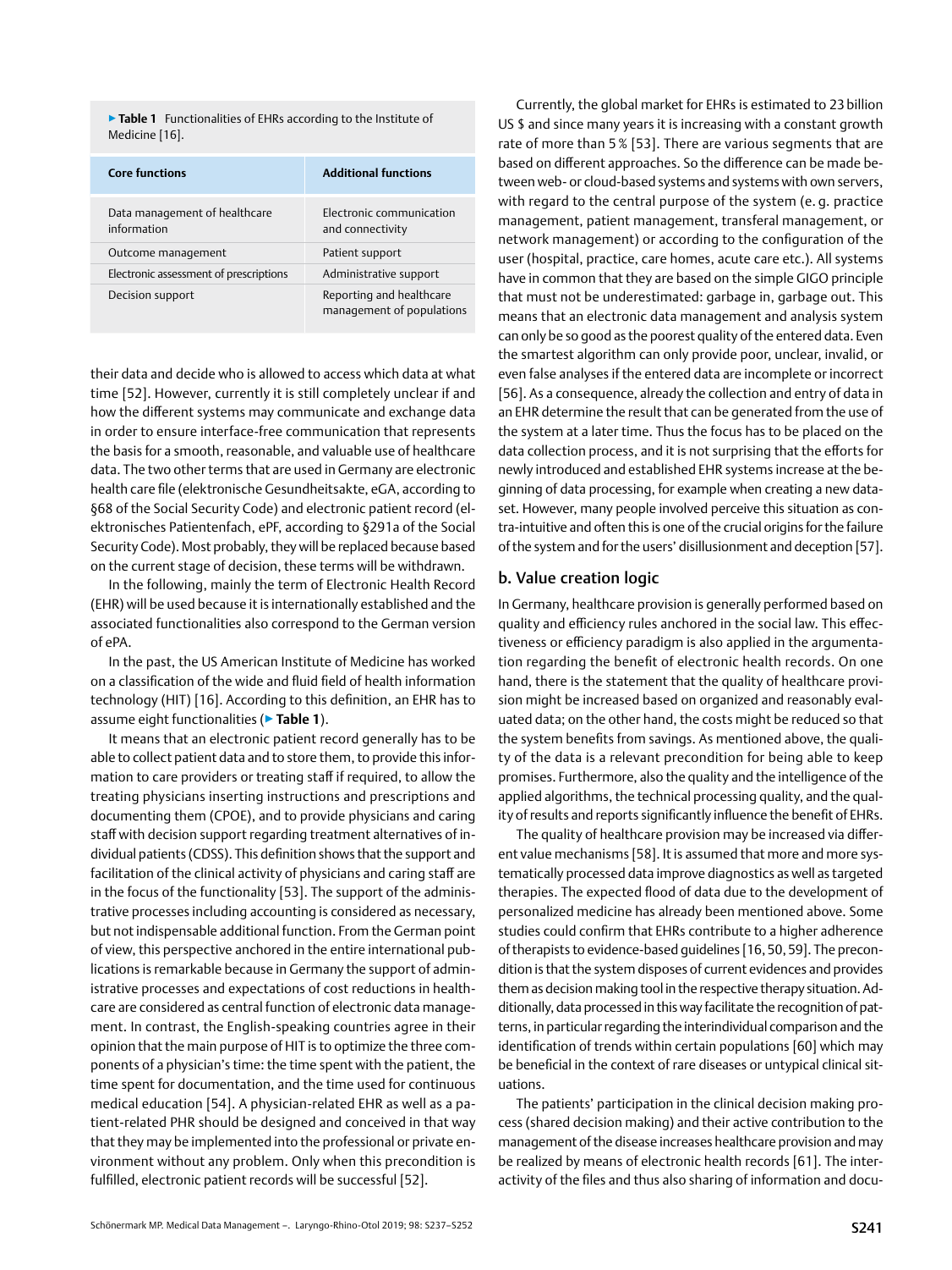▶ **Table 1** Functionalities of EHRs according to the Institute of Medicine [16].

| Core functions | Additional functions |
|---|---|
| Data management of healthcare information | Electronic communication and connectivity |
| Outcome management | Patient support |
| Electronic assessment of prescriptions | Administrative support |
| Decision support | Reporting and healthcare management of populations |

their data and decide who is allowed to access which data at what time [52]. However, currently it is still completely unclear if and how the different systems may communicate and exchange data in order to ensure interface-free communication that represents the basis for a smooth, reasonable, and valuable use of healthcare data. The two other terms that are used in Germany are electronic health care file (elektronische Gesundheitsakte, eGA, according to §68 of the Social Security Code) and electronic patient record (elektronisches Patientenfach, ePF, according to §291a of the Social Security Code). Most probably, they will be replaced because based on the current stage of decision, these terms will be withdrawn.

In the following, mainly the term of Electronic Health Record (EHR) will be used because it is internationally established and the associated functionalities also correspond to the German version of ePA.

In the past, the US American Institute of Medicine has worked on a classification of the wide and fluid field of health information technology (HIT) [16]. According to this definition, an EHR has to assume eight functionalities (▶ **Table 1**).

It means that an electronic patient record generally has to be able to collect patient data and to store them, to provide this information to care providers or treating staff if required, to allow the treating physicians inserting instructions and prescriptions and documenting them (CPOE), and to provide physicians and caring staff with decision support regarding treatment alternatives of individual patients (CDSS). This definition shows that the support and facilitation of the clinical activity of physicians and caring staff are in the focus of the functionality [53]. The support of the administrative processes including accounting is considered as necessary, but not indispensable additional function. From the German point of view, this perspective anchored in the entire international publications is remarkable because in Germany the support of administrative processes and expectations of cost reductions in healthcare are considered as central function of electronic data management. In contrast, the English-speaking countries agree in their opinion that the main purpose of HIT is to optimize the three components of a physician's time: the time spent with the patient, the time spent for documentation, and the time used for continuous medical education [54]. A physician-related EHR as well as a patient-related PHR should be designed and conceived in that way that they may be implemented into the professional or private environment without any problem. Only when this precondition is fulfilled, electronic patient records will be successful [52].

Currently, the global market for EHRs is estimated to 23 billion US $ and since many years it is increasing with a constant growth rate of more than 5 % [53]. There are various segments that are based on different approaches. So the difference can be made between web- or cloud-based systems and systems with own servers, with regard to the central purpose of the system (e. g. practice management, patient management, transferal management, or network management) or according to the configuration of the user (hospital, practice, care homes, acute care etc.). All systems have in common that they are based on the simple GIGO principle that must not be underestimated: garbage in, garbage out. This means that an electronic data management and analysis system can only be so good as the poorest quality of the entered data. Even the smartest algorithm can only provide poor, unclear, invalid, or even false analyses if the entered data are incomplete or incorrect [56]. As a consequence, already the collection and entry of data in an EHR determine the result that can be generated from the use of the system at a later time. Thus the focus has to be placed on the data collection process, and it is not surprising that the efforts for newly introduced and established EHR systems increase at the beginning of data processing, for example when creating a new dataset. However, many people involved perceive this situation as contra-intuitive and often this is one of the crucial origins for the failure of the system and for the users' disillusionment and deception [57].

## b. Value creation logic

In Germany, healthcare provision is generally performed based on quality and efficiency rules anchored in the social law. This effectiveness or efficiency paradigm is also applied in the argumentation regarding the benefit of electronic health records. On one hand, there is the statement that the quality of healthcare provision might be increased based on organized and reasonably evaluated data; on the other hand, the costs might be reduced so that the system benefits from savings. As mentioned above, the quality of the data is a relevant precondition for being able to keep promises. Furthermore, also the quality and the intelligence of the applied algorithms, the technical processing quality, and the quality of results and reports significantly influence the benefit of EHRs.

The quality of healthcare provision may be increased via different value mechanisms [58]. It is assumed that more and more systematically processed data improve diagnostics as well as targeted therapies. The expected flood of data due to the development of personalized medicine has already been mentioned above. Some studies could confirm that EHRs contribute to a higher adherence of therapists to evidence-based guidelines [16, 50, 59]. The precondition is that the system disposes of current evidences and provides them as decision making tool in the respective therapy situation. Additionally, data processed in this way facilitate the recognition of patterns, in particular regarding the interindividual comparison and the identification of trends within certain populations [60] which may be beneficial in the context of rare diseases or untypical clinical situations.

The patients' participation in the clinical decision making process (shared decision making) and their active contribution to the management of the disease increases healthcare provision and may be realized by means of electronic health records [61]. The interactivity of the files and thus also sharing of information and docu-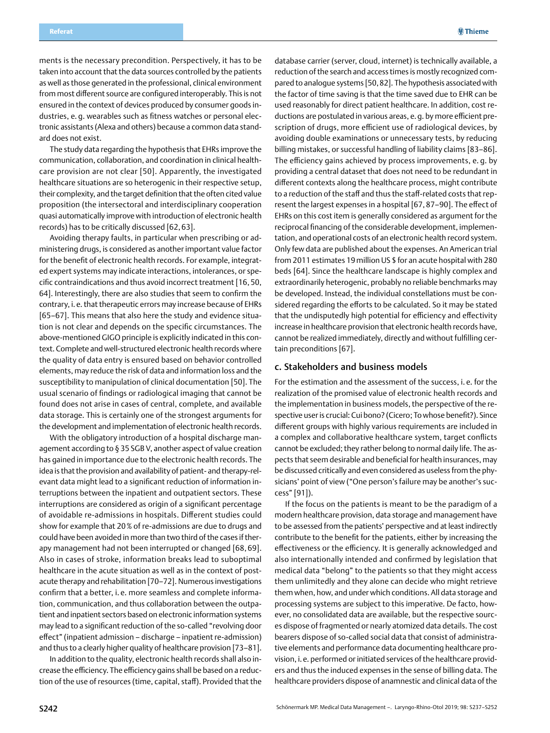ments is the necessary precondition. Perspectively, it has to be taken into account that the data sources controlled by the patients as well as those generated in the professional, clinical environment from most different source are configured interoperably. This is not ensured in the context of devices produced by consumer goods industries, e. g. wearables such as fitness watches or personal electronic assistants (Alexa and others) because a common data standard does not exist.

The study data regarding the hypothesis that EHRs improve the communication, collaboration, and coordination in clinical healthcare provision are not clear [50]. Apparently, the investigated healthcare situations are so heterogenic in their respective setup, their complexity, and the target definition that the often cited value proposition (the intersectoral and interdisciplinary cooperation quasi automatically improve with introduction of electronic health records) has to be critically discussed [62, 63].

Avoiding therapy faults, in particular when prescribing or administering drugs, is considered as another important value factor for the benefit of electronic health records. For example, integrated expert systems may indicate interactions, intolerances, or specific contraindications and thus avoid incorrect treatment [16, 50, 64]. Interestingly, there are also studies that seem to confirm the contrary, i. e. that therapeutic errors may increase because of EHRs [65–67]. This means that also here the study and evidence situation is not clear and depends on the specific circumstances. The above-mentioned GIGO principle is explicitly indicated in this context. Complete and well-structured electronic health records where the quality of data entry is ensured based on behavior controlled elements, may reduce the risk of data and information loss and the susceptibility to manipulation of clinical documentation [50]. The usual scenario of findings or radiological imaging that cannot be found does not arise in cases of central, complete, and available data storage. This is certainly one of the strongest arguments for the development and implementation of electronic health records.

With the obligatory introduction of a hospital discharge management according to § 35 SGB V, another aspect of value creation has gained in importance due to the electronic health records. The idea is that the provision and availability of patient- and therapy-relevant data might lead to a significant reduction of information interruptions between the inpatient and outpatient sectors. These interruptions are considered as origin of a significant percentage of avoidable re-admissions in hospitals. Different studies could show for example that 20 % of re-admissions are due to drugs and could have been avoided in more than two third of the cases if therapy management had not been interrupted or changed [68, 69]. Also in cases of stroke, information breaks lead to suboptimal healthcare in the acute situation as well as in the context of post-acute therapy and rehabilitation [70–72]. Numerous investigations confirm that a better, i. e. more seamless and complete information, communication, and thus collaboration between the outpatient and inpatient sectors based on electronic information systems may lead to a significant reduction of the so-called "revolving door effect" (inpatient admission – discharge – inpatient re-admission) and thus to a clearly higher quality of healthcare provision [73–81].

In addition to the quality, electronic health records shall also increase the efficiency. The efficiency gains shall be based on a reduction of the use of resources (time, capital, staff). Provided that the database carrier (server, cloud, internet) is technically available, a reduction of the search and access times is mostly recognized compared to analogue systems [50, 82]. The hypothesis associated with the factor of time saving is that the time saved due to EHR can be used reasonably for direct patient healthcare. In addition, cost reductions are postulated in various areas, e. g. by more efficient prescription of drugs, more efficient use of radiological devices, by avoiding double examinations or unnecessary tests, by reducing billing mistakes, or successful handling of liability claims [83–86]. The efficiency gains achieved by process improvements, e. g. by providing a central dataset that does not need to be redundant in different contexts along the healthcare process, might contribute to a reduction of the staff and thus the staff-related costs that represent the largest expenses in a hospital [67, 87–90]. The effect of EHRs on this cost item is generally considered as argument for the reciprocal financing of the considerable development, implementation, and operational costs of an electronic health record system. Only few data are published about the expenses. An American trial from 2011 estimates 19 million US $ for an acute hospital with 280 beds [64]. Since the healthcare landscape is highly complex and extraordinarily heterogenic, probably no reliable benchmarks may be developed. Instead, the individual constellations must be considered regarding the efforts to be calculated. So it may be stated that the undisputedly high potential for efficiency and effectivity increase in healthcare provision that electronic health records have, cannot be realized immediately, directly and without fulfilling certain preconditions [67].

## c. Stakeholders and business models

For the estimation and the assessment of the success, i. e. for the realization of the promised value of electronic health records and the implementation in business models, the perspective of the respective user is crucial: Cui bono? (Cicero; To whose benefit?). Since different groups with highly various requirements are included in a complex and collaborative healthcare system, target conflicts cannot be excluded; they rather belong to normal daily life. The aspects that seem desirable and beneficial for health insurances, may be discussed critically and even considered as useless from the physicians' point of view ("One person's failure may be another's success" [91]).

If the focus on the patients is meant to be the paradigm of a modern healthcare provision, data storage and management have to be assessed from the patients' perspective and at least indirectly contribute to the benefit for the patients, either by increasing the effectiveness or the efficiency. It is generally acknowledged and also internationally intended and confirmed by legislation that medical data "belong" to the patients so that they might access them unlimitedly and they alone can decide who might retrieve them when, how, and under which conditions. All data storage and processing systems are subject to this imperative. De facto, however, no consolidated data are available, but the respective sources dispose of fragmented or nearly atomized data details. The cost bearers dispose of so-called social data that consist of administrative elements and performance data documenting healthcare provision, i. e. performed or initiated services of the healthcare providers and thus the induced expenses in the sense of billing data. The healthcare providers dispose of anamnestic and clinical data of the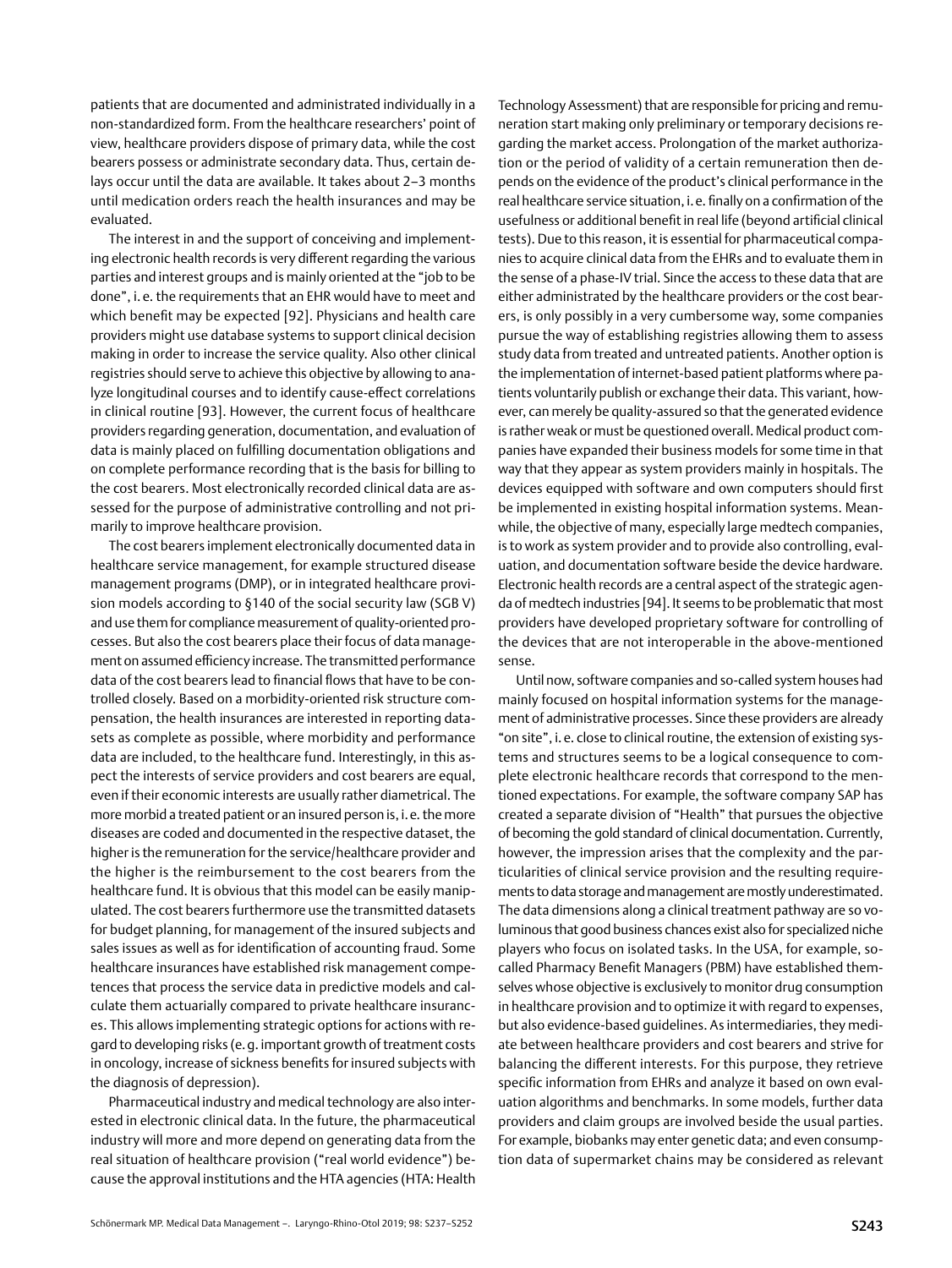patients that are documented and administrated individually in a non-standardized form. From the healthcare researchers' point of view, healthcare providers dispose of primary data, while the cost bearers possess or administrate secondary data. Thus, certain delays occur until the data are available. It takes about 2–3 months until medication orders reach the health insurances and may be evaluated.

The interest in and the support of conceiving and implementing electronic health records is very different regarding the various parties and interest groups and is mainly oriented at the "job to be done", i. e. the requirements that an EHR would have to meet and which benefit may be expected [92]. Physicians and health care providers might use database systems to support clinical decision making in order to increase the service quality. Also other clinical registries should serve to achieve this objective by allowing to analyze longitudinal courses and to identify cause-effect correlations in clinical routine [93]. However, the current focus of healthcare providers regarding generation, documentation, and evaluation of data is mainly placed on fulfilling documentation obligations and on complete performance recording that is the basis for billing to the cost bearers. Most electronically recorded clinical data are assessed for the purpose of administrative controlling and not primarily to improve healthcare provision.

The cost bearers implement electronically documented data in healthcare service management, for example structured disease management programs (DMP), or in integrated healthcare provision models according to §140 of the social security law (SGB V) and use them for compliance measurement of quality-oriented processes. But also the cost bearers place their focus of data management on assumed efficiency increase. The transmitted performance data of the cost bearers lead to financial flows that have to be controlled closely. Based on a morbidity-oriented risk structure compensation, the health insurances are interested in reporting datasets as complete as possible, where morbidity and performance data are included, to the healthcare fund. Interestingly, in this aspect the interests of service providers and cost bearers are equal, even if their economic interests are usually rather diametrical. The more morbid a treated patient or an insured person is, i. e. the more diseases are coded and documented in the respective dataset, the higher is the remuneration for the service/healthcare provider and the higher is the reimbursement to the cost bearers from the healthcare fund. It is obvious that this model can be easily manipulated. The cost bearers furthermore use the transmitted datasets for budget planning, for management of the insured subjects and sales issues as well as for identification of accounting fraud. Some healthcare insurances have established risk management competences that process the service data in predictive models and calculate them actuarially compared to private healthcare insurances. This allows implementing strategic options for actions with regard to developing risks (e. g. important growth of treatment costs in oncology, increase of sickness benefits for insured subjects with the diagnosis of depression).

Pharmaceutical industry and medical technology are also interested in electronic clinical data. In the future, the pharmaceutical industry will more and more depend on generating data from the real situation of healthcare provision ("real world evidence") because the approval institutions and the HTA agencies (HTA: Health Technology Assessment) that are responsible for pricing and remuneration start making only preliminary or temporary decisions regarding the market access. Prolongation of the market authorization or the period of validity of a certain remuneration then depends on the evidence of the product's clinical performance in the real healthcare service situation, i. e. finally on a confirmation of the usefulness or additional benefit in real life (beyond artificial clinical tests). Due to this reason, it is essential for pharmaceutical companies to acquire clinical data from the EHRs and to evaluate them in the sense of a phase-IV trial. Since the access to these data that are either administrated by the healthcare providers or the cost bearers, is only possibly in a very cumbersome way, some companies pursue the way of establishing registries allowing them to assess study data from treated and untreated patients. Another option is the implementation of internet-based patient platforms where patients voluntarily publish or exchange their data. This variant, however, can merely be quality-assured so that the generated evidence is rather weak or must be questioned overall. Medical product companies have expanded their business models for some time in that way that they appear as system providers mainly in hospitals. The devices equipped with software and own computers should first be implemented in existing hospital information systems. Meanwhile, the objective of many, especially large medtech companies, is to work as system provider and to provide also controlling, evaluation, and documentation software beside the device hardware. Electronic health records are a central aspect of the strategic agenda of medtech industries [94]. It seems to be problematic that most providers have developed proprietary software for controlling of the devices that are not interoperable in the above-mentioned sense.

Until now, software companies and so-called system houses had mainly focused on hospital information systems for the management of administrative processes. Since these providers are already "on site", i. e. close to clinical routine, the extension of existing systems and structures seems to be a logical consequence to complete electronic healthcare records that correspond to the mentioned expectations. For example, the software company SAP has created a separate division of "Health" that pursues the objective of becoming the gold standard of clinical documentation. Currently, however, the impression arises that the complexity and the particularities of clinical service provision and the resulting requirements to data storage and management are mostly underestimated. The data dimensions along a clinical treatment pathway are so voluminous that good business chances exist also for specialized niche players who focus on isolated tasks. In the USA, for example, so-called Pharmacy Benefit Managers (PBM) have established themselves whose objective is exclusively to monitor drug consumption in healthcare provision and to optimize it with regard to expenses, but also evidence-based guidelines. As intermediaries, they mediate between healthcare providers and cost bearers and strive for balancing the different interests. For this purpose, they retrieve specific information from EHRs and analyze it based on own evaluation algorithms and benchmarks. In some models, further data providers and claim groups are involved beside the usual parties. For example, biobanks may enter genetic data; and even consumption data of supermarket chains may be considered as relevant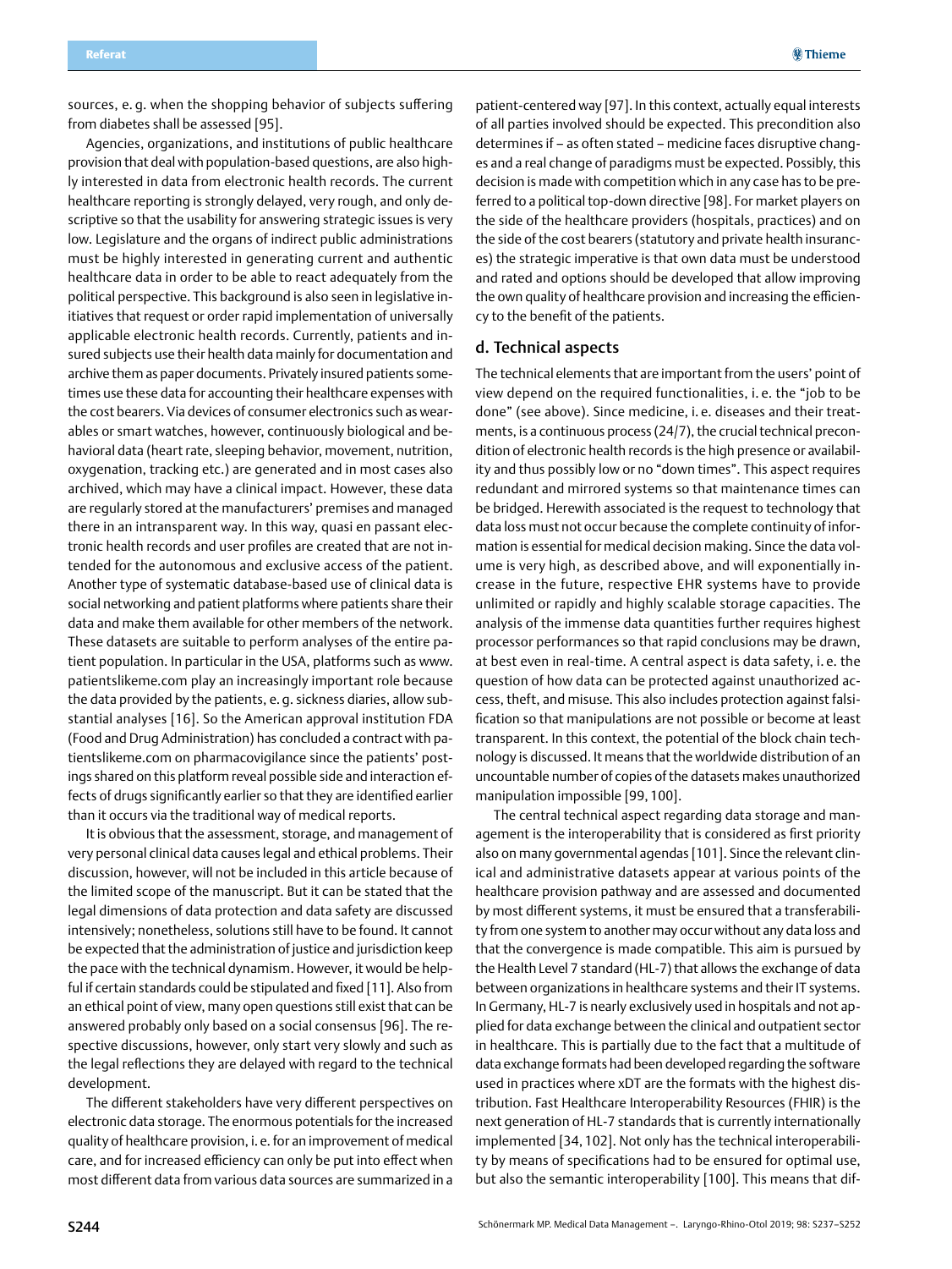sources, e. g. when the shopping behavior of subjects suffering from diabetes shall be assessed [95].

Agencies, organizations, and institutions of public healthcare provision that deal with population-based questions, are also highly interested in data from electronic health records. The current healthcare reporting is strongly delayed, very rough, and only descriptive so that the usability for answering strategic issues is very low. Legislature and the organs of indirect public administrations must be highly interested in generating current and authentic healthcare data in order to be able to react adequately from the political perspective. This background is also seen in legislative initiatives that request or order rapid implementation of universally applicable electronic health records. Currently, patients and insured subjects use their health data mainly for documentation and archive them as paper documents. Privately insured patients sometimes use these data for accounting their healthcare expenses with the cost bearers. Via devices of consumer electronics such as wearables or smart watches, however, continuously biological and behavioral data (heart rate, sleeping behavior, movement, nutrition, oxygenation, tracking etc.) are generated and in most cases also archived, which may have a clinical impact. However, these data are regularly stored at the manufacturers' premises and managed there in an intransparent way. In this way, quasi en passant electronic health records and user profiles are created that are not intended for the autonomous and exclusive access of the patient. Another type of systematic database-based use of clinical data is social networking and patient platforms where patients share their data and make them available for other members of the network. These datasets are suitable to perform analyses of the entire patient population. In particular in the USA, platforms such as www.patientslikeme.com play an increasingly important role because the data provided by the patients, e. g. sickness diaries, allow substantial analyses [16]. So the American approval institution FDA (Food and Drug Administration) has concluded a contract with patientslikeme.com on pharmacovigilance since the patients' postings shared on this platform reveal possible side and interaction effects of drugs significantly earlier so that they are identified earlier than it occurs via the traditional way of medical reports.

It is obvious that the assessment, storage, and management of very personal clinical data causes legal and ethical problems. Their discussion, however, will not be included in this article because of the limited scope of the manuscript. But it can be stated that the legal dimensions of data protection and data safety are discussed intensively; nonetheless, solutions still have to be found. It cannot be expected that the administration of justice and jurisdiction keep the pace with the technical dynamism. However, it would be helpful if certain standards could be stipulated and fixed [11]. Also from an ethical point of view, many open questions still exist that can be answered probably only based on a social consensus [96]. The respective discussions, however, only start very slowly and such as the legal reflections they are delayed with regard to the technical development.

The different stakeholders have very different perspectives on electronic data storage. The enormous potentials for the increased quality of healthcare provision, i. e. for an improvement of medical care, and for increased efficiency can only be put into effect when most different data from various data sources are summarized in a patient-centered way [97]. In this context, actually equal interests of all parties involved should be expected. This precondition also determines if – as often stated – medicine faces disruptive changes and a real change of paradigms must be expected. Possibly, this decision is made with competition which in any case has to be preferred to a political top-down directive [98]. For market players on the side of the healthcare providers (hospitals, practices) and on the side of the cost bearers (statutory and private health insurances) the strategic imperative is that own data must be understood and rated and options should be developed that allow improving the own quality of healthcare provision and increasing the efficiency to the benefit of the patients.

## d. Technical aspects

The technical elements that are important from the users' point of view depend on the required functionalities, i. e. the "job to be done" (see above). Since medicine, i. e. diseases and their treatments, is a continuous process (24/7), the crucial technical precondition of electronic health records is the high presence or availability and thus possibly low or no "down times". This aspect requires redundant and mirrored systems so that maintenance times can be bridged. Herewith associated is the request to technology that data loss must not occur because the complete continuity of information is essential for medical decision making. Since the data volume is very high, as described above, and will exponentially increase in the future, respective EHR systems have to provide unlimited or rapidly and highly scalable storage capacities. The analysis of the immense data quantities further requires highest processor performances so that rapid conclusions may be drawn, at best even in real-time. A central aspect is data safety, i. e. the question of how data can be protected against unauthorized access, theft, and misuse. This also includes protection against falsification so that manipulations are not possible or become at least transparent. In this context, the potential of the block chain technology is discussed. It means that the worldwide distribution of an uncountable number of copies of the datasets makes unauthorized manipulation impossible [99, 100].

The central technical aspect regarding data storage and management is the interoperability that is considered as first priority also on many governmental agendas [101]. Since the relevant clinical and administrative datasets appear at various points of the healthcare provision pathway and are assessed and documented by most different systems, it must be ensured that a transferability from one system to another may occur without any data loss and that the convergence is made compatible. This aim is pursued by the Health Level 7 standard (HL-7) that allows the exchange of data between organizations in healthcare systems and their IT systems. In Germany, HL-7 is nearly exclusively used in hospitals and not applied for data exchange between the clinical and outpatient sector in healthcare. This is partially due to the fact that a multitude of data exchange formats had been developed regarding the software used in practices where xDT are the formats with the highest distribution. Fast Healthcare Interoperability Resources (FHIR) is the next generation of HL-7 standards that is currently internationally implemented [34, 102]. Not only has the technical interoperability by means of specifications had to be ensured for optimal use, but also the semantic interoperability [100]. This means that dif-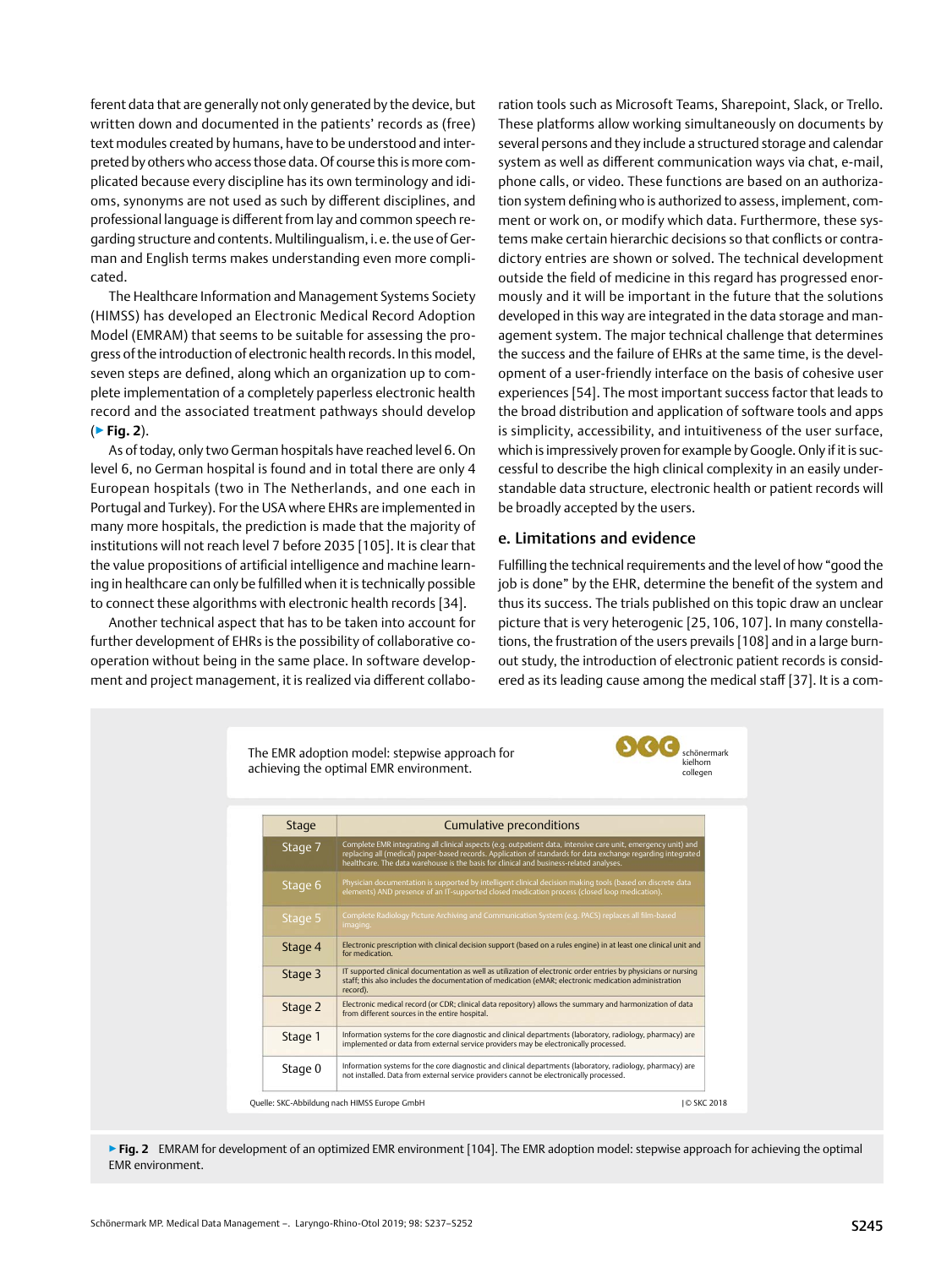ferent data that are generally not only generated by the device, but written down and documented in the patients' records as (free) text modules created by humans, have to be understood and interpreted by others who access those data. Of course this is more complicated because every discipline has its own terminology and idioms, synonyms are not used as such by different disciplines, and professional language is different from lay and common speech regarding structure and contents. Multilingualism, i. e. the use of German and English terms makes understanding even more complicated.

The Healthcare Information and Management Systems Society (HIMSS) has developed an Electronic Medical Record Adoption Model (EMRAM) that seems to be suitable for assessing the progress of the introduction of electronic health records. In this model, seven steps are defined, along which an organization up to complete implementation of a completely paperless electronic health record and the associated treatment pathways should develop (▶ **Fig. 2**).

As of today, only two German hospitals have reached level 6. On level 6, no German hospital is found and in total there are only 4 European hospitals (two in The Netherlands, and one each in Portugal and Turkey). For the USA where EHRs are implemented in many more hospitals, the prediction is made that the majority of institutions will not reach level 7 before 2035 [105]. It is clear that the value propositions of artificial intelligence and machine learning in healthcare can only be fulfilled when it is technically possible to connect these algorithms with electronic health records [34].

Another technical aspect that has to be taken into account for further development of EHRs is the possibility of collaborative cooperation without being in the same place. In software development and project management, it is realized via different collaboration tools such as Microsoft Teams, Sharepoint, Slack, or Trello. These platforms allow working simultaneously on documents by several persons and they include a structured storage and calendar system as well as different communication ways via chat, e-mail, phone calls, or video. These functions are based on an authorization system defining who is authorized to assess, implement, comment or work on, or modify which data. Furthermore, these systems make certain hierarchic decisions so that conflicts or contradictory entries are shown or solved. The technical development outside the field of medicine in this regard has progressed enormously and it will be important in the future that the solutions developed in this way are integrated in the data storage and management system. The major technical challenge that determines the success and the failure of EHRs at the same time, is the development of a user-friendly interface on the basis of cohesive user experiences [54]. The most important success factor that leads to the broad distribution and application of software tools and apps is simplicity, accessibility, and intuitiveness of the user surface, which is impressively proven for example by Google. Only if it is successful to describe the high clinical complexity in an easily understandable data structure, electronic health or patient records will be broadly accepted by the users.

## e. Limitations and evidence

Fulfilling the technical requirements and the level of how "good the job is done" by the EHR, determine the benefit of the system and thus its success. The trials published on this topic draw an unclear picture that is very heterogenic [25, 106, 107]. In many constellations, the frustration of the users prevails [108] and in a large burn-out study, the introduction of electronic patient records is considered as its leading cause among the medical staff [37]. It is a com-

The EMR adoption model: stepwise approach for achieving the optimal EMR environment.

schönermark kielhorn collegen

| Stage | Cumulative preconditions |
|---|---|
| Stage 7 | Complete EMR integrating all clinical aspects (e.g. outpatient data, intensive care unit, emergency unit) and replacing all (medical) paper-based records. Application of standards for data exchange regarding integrated healthcare. The data warehouse is the basis for clinical and business-related analyses. |
| Stage 6 | Physician documentation is supported by intelligent clinical decision making tools (based on discrete data elements) AND presence of an IT-supported closed medication process (closed loop medication). |
| Stage 5 | Complete Radiology Picture Archiving and Communication System (e.g. PACS) replaces all film-based imaging. |
| Stage 4 | Electronic prescription with clinical decision support (based on a rules engine) in at least one clinical unit and for medication. |
| Stage 3 | IT supported clinical documentation as well as utilization of electronic order entries by physicians or nursing staff; this also includes the documentation of medication (eMAR; electronic medication administration record). |
| Stage 2 | Electronic medical record (or CDR; clinical data repository) allows the summary and harmonization of data from different sources in the entire hospital. |
| Stage 1 | Information systems for the core diagnostic and clinical departments (laboratory, radiology, pharmacy) are implemented or data from external service providers may be electronically processed. |
| Stage 0 | Information systems for the core diagnostic and clinical departments (laboratory, radiology, pharmacy) are not installed. Data from external service providers cannot be electronically processed. |

Quelle: SKC-Abbildung nach HIMSS Europe GmbH | © SKC 2018

▶ **Fig. 2** EMRAM for development of an optimized EMR environment [104]. The EMR adoption model: stepwise approach for achieving the optimal EMR environment.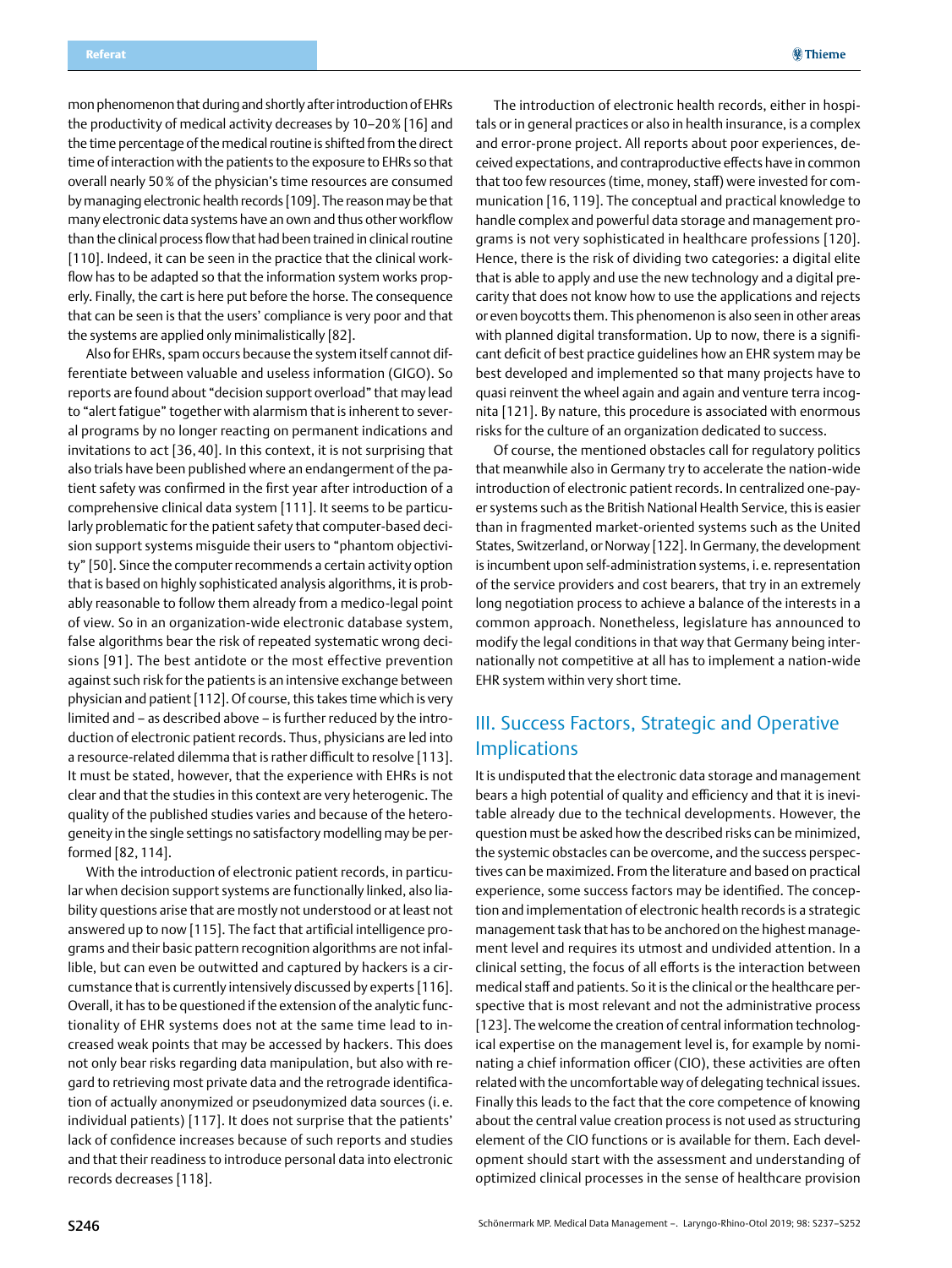mon phenomenon that during and shortly after introduction of EHRs the productivity of medical activity decreases by 10–20 % [16] and the time percentage of the medical routine is shifted from the direct time of interaction with the patients to the exposure to EHRs so that overall nearly 50 % of the physician's time resources are consumed by managing electronic health records [109]. The reason may be that many electronic data systems have an own and thus other workflow than the clinical process flow that had been trained in clinical routine [110]. Indeed, it can be seen in the practice that the clinical workflow has to be adapted so that the information system works properly. Finally, the cart is here put before the horse. The consequence that can be seen is that the users' compliance is very poor and that the systems are applied only minimalistically [82].

Also for EHRs, spam occurs because the system itself cannot differentiate between valuable and useless information (GIGO). So reports are found about "decision support overload" that may lead to "alert fatigue" together with alarmism that is inherent to several programs by no longer reacting on permanent indications and invitations to act [36, 40]. In this context, it is not surprising that also trials have been published where an endangerment of the patient safety was confirmed in the first year after introduction of a comprehensive clinical data system [111]. It seems to be particularly problematic for the patient safety that computer-based decision support systems misguide their users to "phantom objectivity" [50]. Since the computer recommends a certain activity option that is based on highly sophisticated analysis algorithms, it is probably reasonable to follow them already from a medico-legal point of view. So in an organization-wide electronic database system, false algorithms bear the risk of repeated systematic wrong decisions [91]. The best antidote or the most effective prevention against such risk for the patients is an intensive exchange between physician and patient [112]. Of course, this takes time which is very limited and – as described above – is further reduced by the introduction of electronic patient records. Thus, physicians are led into a resource-related dilemma that is rather difficult to resolve [113]. It must be stated, however, that the experience with EHRs is not clear and that the studies in this context are very heterogenic. The quality of the published studies varies and because of the heterogeneity in the single settings no satisfactory modelling may be performed [82, 114].

With the introduction of electronic patient records, in particular when decision support systems are functionally linked, also liability questions arise that are mostly not understood or at least not answered up to now [115]. The fact that artificial intelligence programs and their basic pattern recognition algorithms are not infallible, but can even be outwitted and captured by hackers is a circumstance that is currently intensively discussed by experts [116]. Overall, it has to be questioned if the extension of the analytic functionality of EHR systems does not at the same time lead to increased weak points that may be accessed by hackers. This does not only bear risks regarding data manipulation, but also with regard to retrieving most private data and the retrograde identification of actually anonymized or pseudonymized data sources (i. e. individual patients) [117]. It does not surprise that the patients' lack of confidence increases because of such reports and studies and that their readiness to introduce personal data into electronic records decreases [118].

The introduction of electronic health records, either in hospitals or in general practices or also in health insurance, is a complex and error-prone project. All reports about poor experiences, deceived expectations, and contraproductive effects have in common that too few resources (time, money, staff) were invested for communication [16, 119]. The conceptual and practical knowledge to handle complex and powerful data storage and management programs is not very sophisticated in healthcare professions [120]. Hence, there is the risk of dividing two categories: a digital elite that is able to apply and use the new technology and a digital precarity that does not know how to use the applications and rejects or even boycotts them. This phenomenon is also seen in other areas with planned digital transformation. Up to now, there is a significant deficit of best practice guidelines how an EHR system may be best developed and implemented so that many projects have to quasi reinvent the wheel again and again and venture terra incognita [121]. By nature, this procedure is associated with enormous risks for the culture of an organization dedicated to success.

Of course, the mentioned obstacles call for regulatory politics that meanwhile also in Germany try to accelerate the nation-wide introduction of electronic patient records. In centralized one-payer systems such as the British National Health Service, this is easier than in fragmented market-oriented systems such as the United States, Switzerland, or Norway [122]. In Germany, the development is incumbent upon self-administration systems, i. e. representation of the service providers and cost bearers, that try in an extremely long negotiation process to achieve a balance of the interests in a common approach. Nonetheless, legislature has announced to modify the legal conditions in that way that Germany being internationally not competitive at all has to implement a nation-wide EHR system within very short time.

## III. Success Factors, Strategic and Operative Implications

It is undisputed that the electronic data storage and management bears a high potential of quality and efficiency and that it is inevitable already due to the technical developments. However, the question must be asked how the described risks can be minimized, the systemic obstacles can be overcome, and the success perspectives can be maximized. From the literature and based on practical experience, some success factors may be identified. The conception and implementation of electronic health records is a strategic management task that has to be anchored on the highest management level and requires its utmost and undivided attention. In a clinical setting, the focus of all efforts is the interaction between medical staff and patients. So it is the clinical or the healthcare perspective that is most relevant and not the administrative process [123]. The welcome the creation of central information technological expertise on the management level is, for example by nominating a chief information officer (CIO), these activities are often related with the uncomfortable way of delegating technical issues. Finally this leads to the fact that the core competence of knowing about the central value creation process is not used as structuring element of the CIO functions or is available for them. Each development should start with the assessment and understanding of optimized clinical processes in the sense of healthcare provision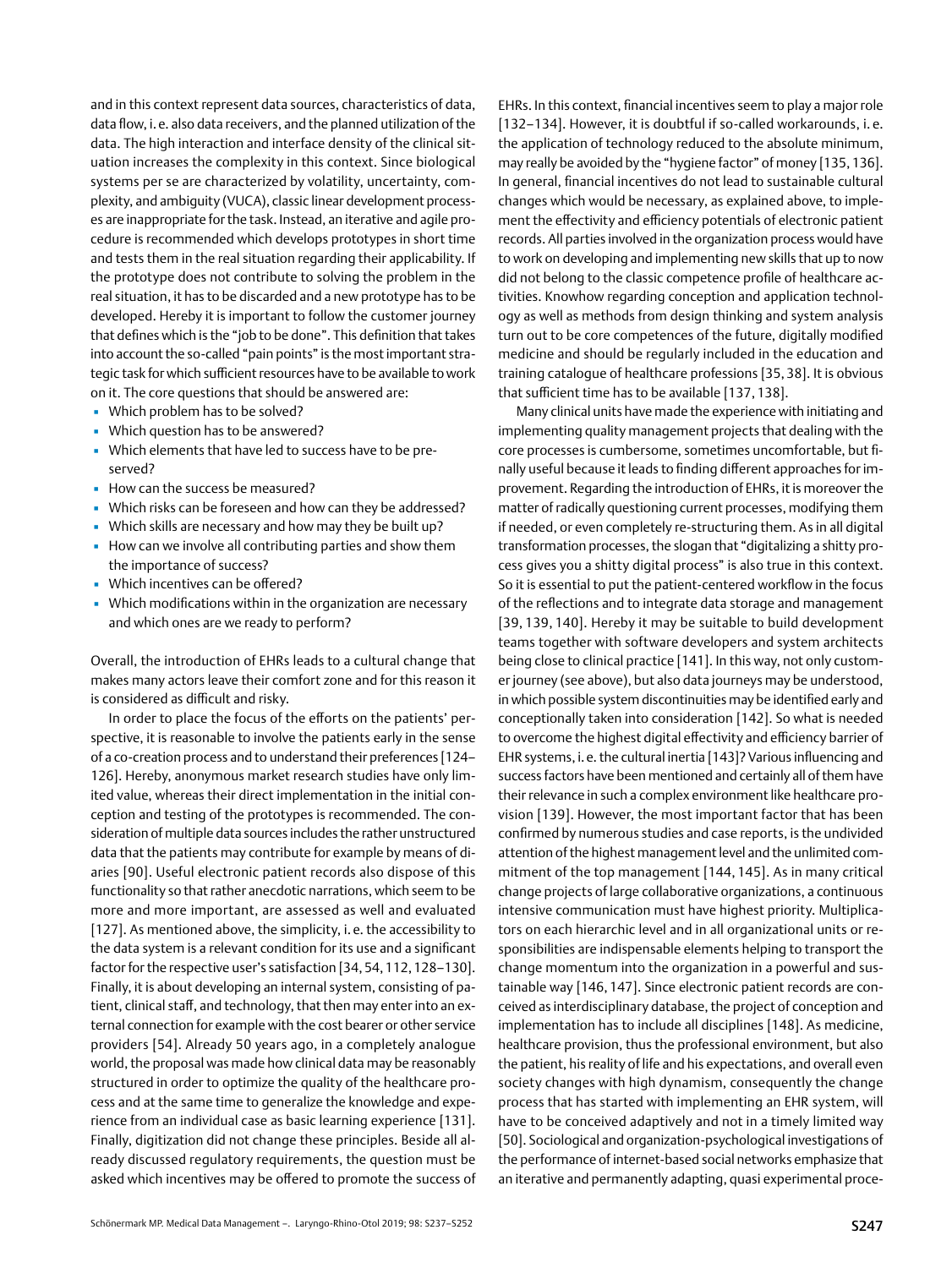and in this context represent data sources, characteristics of data, data flow, i.e. also data receivers, and the planned utilization of the data. The high interaction and interface density of the clinical situation increases the complexity in this context. Since biological systems per se are characterized by volatility, uncertainty, complexity, and ambiguity (VUCA), classic linear development processes are inappropriate for the task. Instead, an iterative and agile procedure is recommended which develops prototypes in short time and tests them in the real situation regarding their applicability. If the prototype does not contribute to solving the problem in the real situation, it has to be discarded and a new prototype has to be developed. Hereby it is important to follow the customer journey that defines which is the "job to be done". This definition that takes into account the so-called "pain points" is the most important strategic task for which sufficient resources have to be available to work on it. The core questions that should be answered are:

- Which problem has to be solved?
- Which question has to be answered?
- Which elements that have led to success have to be preserved?
- How can the success be measured?
- Which risks can be foreseen and how can they be addressed?
- Which skills are necessary and how may they be built up?
- How can we involve all contributing parties and show them the importance of success?
- Which incentives can be offered?
- Which modifications within in the organization are necessary and which ones are we ready to perform?

Overall, the introduction of EHRs leads to a cultural change that makes many actors leave their comfort zone and for this reason it is considered as difficult and risky.

In order to place the focus of the efforts on the patients' perspective, it is reasonable to involve the patients early in the sense of a co-creation process and to understand their preferences [124–126]. Hereby, anonymous market research studies have only limited value, whereas their direct implementation in the initial conception and testing of the prototypes is recommended. The consideration of multiple data sources includes the rather unstructured data that the patients may contribute for example by means of diaries [90]. Useful electronic patient records also dispose of this functionality so that rather anecdotic narrations, which seem to be more and more important, are assessed as well and evaluated [127]. As mentioned above, the simplicity, i.e. the accessibility to the data system is a relevant condition for its use and a significant factor for the respective user's satisfaction [34, 54, 112, 128–130]. Finally, it is about developing an internal system, consisting of patient, clinical staff, and technology, that then may enter into an external connection for example with the cost bearer or other service providers [54]. Already 50 years ago, in a completely analogue world, the proposal was made how clinical data may be reasonably structured in order to optimize the quality of the healthcare process and at the same time to generalize the knowledge and experience from an individual case as basic learning experience [131]. Finally, digitization did not change these principles. Beside all already discussed regulatory requirements, the question must be asked which incentives may be offered to promote the success of EHRs. In this context, financial incentives seem to play a major role [132–134]. However, it is doubtful if so-called workarounds, i.e. the application of technology reduced to the absolute minimum, may really be avoided by the "hygiene factor" of money [135, 136]. In general, financial incentives do not lead to sustainable cultural changes which would be necessary, as explained above, to implement the effectivity and efficiency potentials of electronic patient records. All parties involved in the organization process would have to work on developing and implementing new skills that up to now did not belong to the classic competence profile of healthcare activities. Knowhow regarding conception and application technology as well as methods from design thinking and system analysis turn out to be core competences of the future, digitally modified medicine and should be regularly included in the education and training catalogue of healthcare professions [35, 38]. It is obvious that sufficient time has to be available [137, 138].

Many clinical units have made the experience with initiating and implementing quality management projects that dealing with the core processes is cumbersome, sometimes uncomfortable, but finally useful because it leads to finding different approaches for improvement. Regarding the introduction of EHRs, it is moreover the matter of radically questioning current processes, modifying them if needed, or even completely re-structuring them. As in all digital transformation processes, the slogan that "digitalizing a shitty process gives you a shitty digital process" is also true in this context. So it is essential to put the patient-centered workflow in the focus of the reflections and to integrate data storage and management [39, 139, 140]. Hereby it may be suitable to build development teams together with software developers and system architects being close to clinical practice [141]. In this way, not only customer journey (see above), but also data journeys may be understood, in which possible system discontinuities may be identified early and conceptionally taken into consideration [142]. So what is needed to overcome the highest digital effectivity and efficiency barrier of EHR systems, i.e. the cultural inertia [143]? Various influencing and success factors have been mentioned and certainly all of them have their relevance in such a complex environment like healthcare provision [139]. However, the most important factor that has been confirmed by numerous studies and case reports, is the undivided attention of the highest management level and the unlimited commitment of the top management [144, 145]. As in many critical change projects of large collaborative organizations, a continuous intensive communication must have highest priority. Multiplicators on each hierarchic level and in all organizational units or responsibilities are indispensable elements helping to transport the change momentum into the organization in a powerful and sustainable way [146, 147]. Since electronic patient records are conceived as interdisciplinary database, the project of conception and implementation has to include all disciplines [148]. As medicine, healthcare provision, thus the professional environment, but also the patient, his reality of life and his expectations, and overall even society changes with high dynamism, consequently the change process that has started with implementing an EHR system, will have to be conceived adaptively and not in a timely limited way [50]. Sociological and organization-psychological investigations of the performance of internet-based social networks emphasize that an iterative and permanently adapting, quasi experimental proce-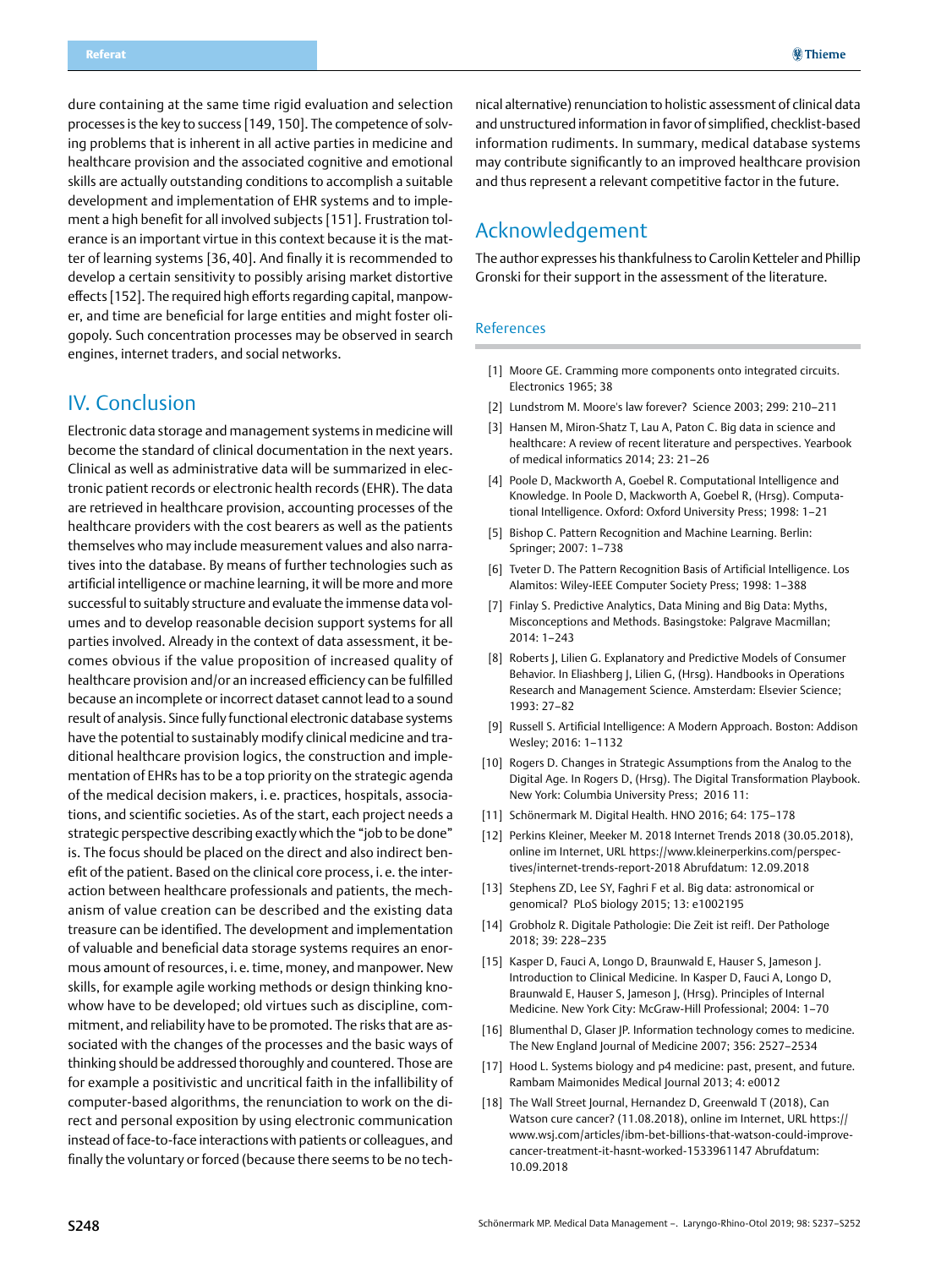dure containing at the same time rigid evaluation and selection processes is the key to success [149, 150]. The competence of solving problems that is inherent in all active parties in medicine and healthcare provision and the associated cognitive and emotional skills are actually outstanding conditions to accomplish a suitable development and implementation of EHR systems and to implement a high benefit for all involved subjects [151]. Frustration tolerance is an important virtue in this context because it is the matter of learning systems [36, 40]. And finally it is recommended to develop a certain sensitivity to possibly arising market distortive effects [152]. The required high efforts regarding capital, manpower, and time are beneficial for large entities and might foster oligopoly. Such concentration processes may be observed in search engines, internet traders, and social networks.

## IV. Conclusion

Electronic data storage and management systems in medicine will become the standard of clinical documentation in the next years. Clinical as well as administrative data will be summarized in electronic patient records or electronic health records (EHR). The data are retrieved in healthcare provision, accounting processes of the healthcare providers with the cost bearers as well as the patients themselves who may include measurement values and also narratives into the database. By means of further technologies such as artificial intelligence or machine learning, it will be more and more successful to suitably structure and evaluate the immense data volumes and to develop reasonable decision support systems for all parties involved. Already in the context of data assessment, it becomes obvious if the value proposition of increased quality of healthcare provision and/or an increased efficiency can be fulfilled because an incomplete or incorrect dataset cannot lead to a sound result of analysis. Since fully functional electronic database systems have the potential to sustainably modify clinical medicine and traditional healthcare provision logics, the construction and implementation of EHRs has to be a top priority on the strategic agenda of the medical decision makers, i. e. practices, hospitals, associations, and scientific societies. As of the start, each project needs a strategic perspective describing exactly which the "job to be done" is. The focus should be placed on the direct and also indirect benefit of the patient. Based on the clinical core process, i. e. the interaction between healthcare professionals and patients, the mechanism of value creation can be described and the existing data treasure can be identified. The development and implementation of valuable and beneficial data storage systems requires an enormous amount of resources, i. e. time, money, and manpower. New skills, for example agile working methods or design thinking knowhow have to be developed; old virtues such as discipline, commitment, and reliability have to be promoted. The risks that are associated with the changes of the processes and the basic ways of thinking should be addressed thoroughly and countered. Those are for example a positivistic and uncritical faith in the infallibility of computer-based algorithms, the renunciation to work on the direct and personal exposition by using electronic communication instead of face-to-face interactions with patients or colleagues, and finally the voluntary or forced (because there seems to be no technical alternative) renunciation to holistic assessment of clinical data and unstructured information in favor of simplified, checklist-based information rudiments. In summary, medical database systems may contribute significantly to an improved healthcare provision and thus represent a relevant competitive factor in the future.

## Acknowledgement

The author expresses his thankfulness to Carolin Ketteler and Phillip Gronski for their support in the assessment of the literature.

### References

[1] Moore GE. Cramming more components onto integrated circuits. Electronics 1965; 38

[2] Lundstrom M. Moore's law forever? Science 2003; 299: 210–211

[3] Hansen M, Miron-Shatz T, Lau A, Paton C. Big data in science and healthcare: A review of recent literature and perspectives. Yearbook of medical informatics 2014; 23: 21–26

[4] Poole D, Mackworth A, Goebel R. Computational Intelligence and Knowledge. In Poole D, Mackworth A, Goebel R, (Hrsg). Computational Intelligence. Oxford: Oxford University Press; 1998: 1–21

[5] Bishop C. Pattern Recognition and Machine Learning. Berlin: Springer; 2007: 1–738

[6] Tveter D. The Pattern Recognition Basis of Artificial Intelligence. Los Alamitos: Wiley-IEEE Computer Society Press; 1998: 1–388

[7] Finlay S. Predictive Analytics, Data Mining and Big Data: Myths, Misconceptions and Methods. Basingstoke: Palgrave Macmillan; 2014: 1–243

[8] Roberts J, Lilien G. Explanatory and Predictive Models of Consumer Behavior. In Eliashberg J, Lilien G, (Hrsg). Handbooks in Operations Research and Management Science. Amsterdam: Elsevier Science; 1993: 27–82

[9] Russell S. Artificial Intelligence: A Modern Approach. Boston: Addison Wesley; 2016: 1–1132

[10] Rogers D. Changes in Strategic Assumptions from the Analog to the Digital Age. In Rogers D, (Hrsg). The Digital Transformation Playbook. New York: Columbia University Press; 2016 11:

[11] Schönermark M. Digital Health. HNO 2016; 64: 175–178

[12] Perkins Kleiner, Meeker M. 2018 Internet Trends 2018 (30.05.2018), online im Internet, URL https://www.kleinerperkins.com/perspectives/internet-trends-report-2018 Abrufdatum: 12.09.2018

[13] Stephens ZD, Lee SY, Faghri F et al. Big data: astronomical or genomical? PLoS biology 2015; 13: e1002195

[14] Grobholz R. Digitale Pathologie: Die Zeit ist reif!. Der Pathologe 2018; 39: 228–235

[15] Kasper D, Fauci A, Longo D, Braunwald E, Hauser S, Jameson J. Introduction to Clinical Medicine. In Kasper D, Fauci A, Longo D, Braunwald E, Hauser S, Jameson J, (Hrsg). Principles of Internal Medicine. New York City: McGraw-Hill Professional; 2004: 1–70

[16] Blumenthal D, Glaser JP. Information technology comes to medicine. The New England Journal of Medicine 2007; 356: 2527–2534

[17] Hood L. Systems biology and p4 medicine: past, present, and future. Rambam Maimonides Medical Journal 2013; 4: e0012

[18] The Wall Street Journal, Hernandez D, Greenwald T (2018), Can Watson cure cancer? (11.08.2018), online im Internet, URL https://www.wsj.com/articles/ibm-bet-billions-that-watson-could-improve-cancer-treatment-it-hasnt-worked-1533961147 Abrufdatum: 10.09.2018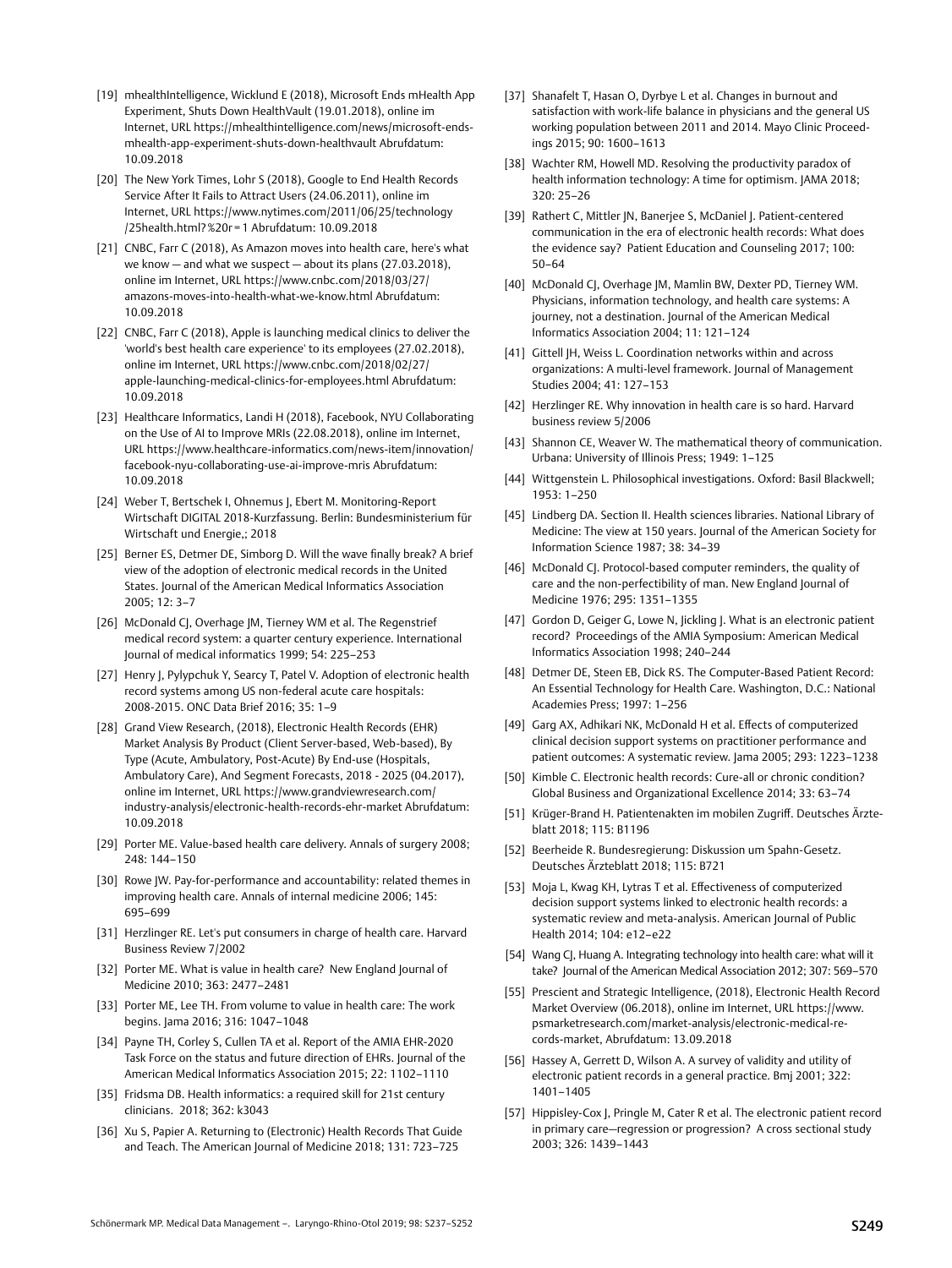[19] mhealthIntelligence, Wicklund E (2018), Microsoft Ends mHealth App Experiment, Shuts Down HealthVault (19.01.2018), online im Internet, URL https://mhealthintelligence.com/news/microsoft-ends-mhealth-app-experiment-shuts-down-healthvault Abrufdatum: 10.09.2018

[20] The New York Times, Lohr S (2018), Google to End Health Records Service After It Fails to Attract Users (24.06.2011), online im Internet, URL https://www.nytimes.com/2011/06/25/technology/25health.html?%20r=1 Abrufdatum: 10.09.2018

[21] CNBC, Farr C (2018), As Amazon moves into health care, here's what we know — and what we suspect — about its plans (27.03.2018), online im Internet, URL https://www.cnbc.com/2018/03/27/amazons-moves-into-health-what-we-know.html Abrufdatum: 10.09.2018

[22] CNBC, Farr C (2018), Apple is launching medical clinics to deliver the 'world's best health care experience' to its employees (27.02.2018), online im Internet, URL https://www.cnbc.com/2018/02/27/apple-launching-medical-clinics-for-employees.html Abrufdatum: 10.09.2018

[23] Healthcare Informatics, Landi H (2018), Facebook, NYU Collaborating on the Use of AI to Improve MRIs (22.08.2018), online im Internet, URL https://www.healthcare-informatics.com/news-item/innovation/facebook-nyu-collaborating-use-ai-improve-mris Abrufdatum: 10.09.2018

[24] Weber T, Bertschek I, Ohnemus J, Ebert M. Monitoring-Report Wirtschaft DIGITAL 2018-Kurzfassung. Berlin: Bundesministerium für Wirtschaft und Energie,; 2018

[25] Berner ES, Detmer DE, Simborg D. Will the wave finally break? A brief view of the adoption of electronic medical records in the United States. Journal of the American Medical Informatics Association 2005; 12: 3–7

[26] McDonald CJ, Overhage JM, Tierney WM et al. The Regenstrief medical record system: a quarter century experience. International Journal of medical informatics 1999; 54: 225–253

[27] Henry J, Pylypchuk Y, Searcy T, Patel V. Adoption of electronic health record systems among US non-federal acute care hospitals: 2008-2015. ONC Data Brief 2016; 35: 1–9

[28] Grand View Research, (2018), Electronic Health Records (EHR) Market Analysis By Product (Client Server-based, Web-based), By Type (Acute, Ambulatory, Post-Acute) By End-use (Hospitals, Ambulatory Care), And Segment Forecasts, 2018 - 2025 (04.2017), online im Internet, URL https://www.grandviewresearch.com/industry-analysis/electronic-health-records-ehr-market Abrufdatum: 10.09.2018

[29] Porter ME. Value-based health care delivery. Annals of surgery 2008; 248: 144–150

[30] Rowe JW. Pay-for-performance and accountability: related themes in improving health care. Annals of internal medicine 2006; 145: 695–699

[31] Herzlinger RE. Let's put consumers in charge of health care. Harvard Business Review 7/2002

[32] Porter ME. What is value in health care? New England Journal of Medicine 2010; 363: 2477–2481

[33] Porter ME, Lee TH. From volume to value in health care: The work begins. Jama 2016; 316: 1047–1048

[34] Payne TH, Corley S, Cullen TA et al. Report of the AMIA EHR-2020 Task Force on the status and future direction of EHRs. Journal of the American Medical Informatics Association 2015; 22: 1102–1110

[35] Fridsma DB. Health informatics: a required skill for 21st century clinicians. 2018; 362: k3043

[36] Xu S, Papier A. Returning to (Electronic) Health Records That Guide and Teach. The American Journal of Medicine 2018; 131: 723–725

[37] Shanafelt T, Hasan O, Dyrbye L et al. Changes in burnout and satisfaction with work-life balance in physicians and the general US working population between 2011 and 2014. Mayo Clinic Proceedings 2015; 90: 1600–1613

[38] Wachter RM, Howell MD. Resolving the productivity paradox of health information technology: A time for optimism. JAMA 2018; 320: 25–26

[39] Rathert C, Mittler JN, Banerjee S, McDaniel J. Patient-centered communication in the era of electronic health records: What does the evidence say? Patient Education and Counseling 2017; 100: 50–64

[40] McDonald CJ, Overhage JM, Mamlin BW, Dexter PD, Tierney WM. Physicians, information technology, and health care systems: A journey, not a destination. Journal of the American Medical Informatics Association 2004; 11: 121–124

[41] Gittell JH, Weiss L. Coordination networks within and across organizations: A multi-level framework. Journal of Management Studies 2004; 41: 127–153

[42] Herzlinger RE. Why innovation in health care is so hard. Harvard business review 5/2006

[43] Shannon CE, Weaver W. The mathematical theory of communication. Urbana: University of Illinois Press; 1949: 1–125

[44] Wittgenstein L. Philosophical investigations. Oxford: Basil Blackwell; 1953: 1–250

[45] Lindberg DA. Section II. Health sciences libraries. National Library of Medicine: The view at 150 years. Journal of the American Society for Information Science 1987; 38: 34–39

[46] McDonald CJ. Protocol-based computer reminders, the quality of care and the non-perfectibility of man. New England Journal of Medicine 1976; 295: 1351–1355

[47] Gordon D, Geiger G, Lowe N, Jickling J. What is an electronic patient record? Proceedings of the AMIA Symposium: American Medical Informatics Association 1998; 240–244

[48] Detmer DE, Steen EB, Dick RS. The Computer-Based Patient Record: An Essential Technology for Health Care. Washington, D.C.: National Academies Press; 1997: 1–256

[49] Garg AX, Adhikari NK, McDonald H et al. Effects of computerized clinical decision support systems on practitioner performance and patient outcomes: A systematic review. Jama 2005; 293: 1223–1238

[50] Kimble C. Electronic health records: Cure-all or chronic condition? Global Business and Organizational Excellence 2014; 33: 63–74

[51] Krüger-Brand H. Patientenakten im mobilen Zugriff. Deutsches Ärzteblatt 2018; 115: B1196

[52] Beerheide R. Bundesregierung: Diskussion um Spahn-Gesetz. Deutsches Ärzteblatt 2018; 115: B721

[53] Moja L, Kwag KH, Lytras T et al. Effectiveness of computerized decision support systems linked to electronic health records: a systematic review and meta-analysis. American Journal of Public Health 2014; 104: e12–e22

[54] Wang CJ, Huang A. Integrating technology into health care: what will it take? Journal of the American Medical Association 2012; 307: 569–570

[55] Prescient and Strategic Intelligence, (2018), Electronic Health Record Market Overview (06.2018), online im Internet, URL https://www.psmarketresearch.com/market-analysis/electronic-medical-records-market, Abrufdatum: 13.09.2018

[56] Hassey A, Gerrett D, Wilson A. A survey of validity and utility of electronic patient records in a general practice. Bmj 2001; 322: 1401–1405

[57] Hippisley-Cox J, Pringle M, Cater R et al. The electronic patient record in primary care—regression or progression? A cross sectional study 2003; 326: 1439–1443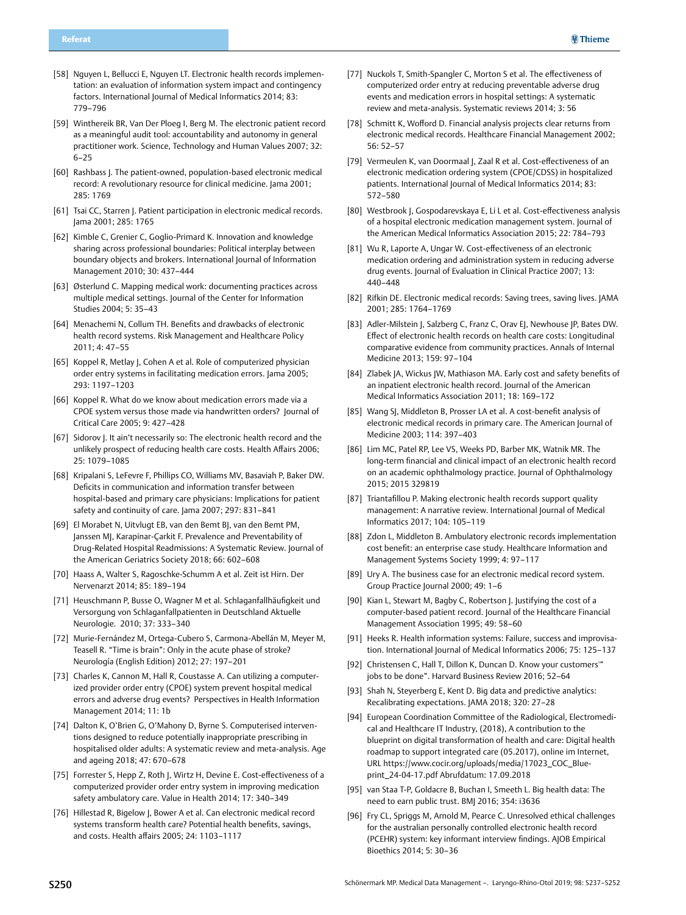[58] Nguyen L, Bellucci E, Nguyen LT. Electronic health records implementation: an evaluation of information system impact and contingency factors. International Journal of Medical Informatics 2014; 83: 779–796

[59] Winthereik BR, Van Der Ploeg I, Berg M. The electronic patient record as a meaningful audit tool: accountability and autonomy in general practitioner work. Science, Technology and Human Values 2007; 32: 6–25

[60] Rashbass J. The patient-owned, population-based electronic medical record: A revolutionary resource for clinical medicine. Jama 2001; 285: 1769

[61] Tsai CC, Starren J. Patient participation in electronic medical records. Jama 2001; 285: 1765

[62] Kimble C, Grenier C, Goglio-Primard K. Innovation and knowledge sharing across professional boundaries: Political interplay between boundary objects and brokers. International Journal of Information Management 2010; 30: 437–444

[63] Østerlund C. Mapping medical work: documenting practices across multiple medical settings. Journal of the Center for Information Studies 2004; 5: 35–43

[64] Menachemi N, Collum TH. Benefits and drawbacks of electronic health record systems. Risk Management and Healthcare Policy 2011; 4: 47–55

[65] Koppel R, Metlay J, Cohen A et al. Role of computerized physician order entry systems in facilitating medication errors. Jama 2005; 293: 1197–1203

[66] Koppel R. What do we know about medication errors made via a CPOE system versus those made via handwritten orders? Journal of Critical Care 2005; 9: 427–428

[67] Sidorov J. It ain't necessarily so: The electronic health record and the unlikely prospect of reducing health care costs. Health Affairs 2006; 25: 1079–1085

[68] Kripalani S, LeFevre F, Phillips CO, Williams MV, Basaviah P, Baker DW. Deficits in communication and information transfer between hospital-based and primary care physicians: Implications for patient safety and continuity of care. Jama 2007; 297: 831–841

[69] El Morabet N, Uitvlugt EB, van den Bemt BJ, van den Bemt PM, Janssen MJ, Karapinar-Çarkit F. Prevalence and Preventability of Drug-Related Hospital Readmissions: A Systematic Review. Journal of the American Geriatrics Society 2018; 66: 602–608

[70] Haass A, Walter S, Ragoschke-Schumm A et al. Zeit ist Hirn. Der Nervenarzt 2014; 85: 189–194

[71] Heuschmann P, Busse O, Wagner M et al. Schlaganfallhäufigkeit und Versorgung von Schlaganfallpatienten in Deutschland Aktuelle Neurologie. 2010; 37: 333–340

[72] Murie-Fernández M, Ortega-Cubero S, Carmona-Abellán M, Meyer M, Teasell R. "Time is brain": Only in the acute phase of stroke? Neurología (English Edition) 2012; 27: 197–201

[73] Charles K, Cannon M, Hall R, Coustasse A. Can utilizing a computerized provider order entry (CPOE) system prevent hospital medical errors and adverse drug events? Perspectives in Health Information Management 2014; 11: 1b

[74] Dalton K, O'Brien G, O'Mahony D, Byrne S. Computerised interventions designed to reduce potentially inappropriate prescribing in hospitalised older adults: A systematic review and meta-analysis. Age and ageing 2018; 47: 670–678

[75] Forrester S, Hepp Z, Roth J, Wirtz H, Devine E. Cost-effectiveness of a computerized provider order entry system in improving medication safety ambulatory care. Value in Health 2014; 17: 340–349

[76] Hillestad R, Bigelow J, Bower A et al. Can electronic medical record systems transform health care? Potential health benefits, savings, and costs. Health affairs 2005; 24: 1103–1117

[77] Nuckols T, Smith-Spangler C, Morton S et al. The effectiveness of computerized order entry at reducing preventable adverse drug events and medication errors in hospital settings: A systematic review and meta-analysis. Systematic reviews 2014; 3: 56

[78] Schmitt K, Wofford D. Financial analysis projects clear returns from electronic medical records. Healthcare Financial Management 2002; 56: 52–57

[79] Vermeulen K, van Doormaal J, Zaal R et al. Cost-effectiveness of an electronic medication ordering system (CPOE/CDSS) in hospitalized patients. International Journal of Medical Informatics 2014; 83: 572–580

[80] Westbrook J, Gospodarevskaya E, Li L et al. Cost-effectiveness analysis of a hospital electronic medication management system. Journal of the American Medical Informatics Association 2015; 22: 784–793

[81] Wu R, Laporte A, Ungar W. Cost-effectiveness of an electronic medication ordering and administration system in reducing adverse drug events. Journal of Evaluation in Clinical Practice 2007; 13: 440–448

[82] Rifkin DE. Electronic medical records: Saving trees, saving lives. JAMA 2001; 285: 1764–1769

[83] Adler-Milstein J, Salzberg C, Franz C, Orav EJ, Newhouse JP, Bates DW. Effect of electronic health records on health care costs: Longitudinal comparative evidence from community practices. Annals of Internal Medicine 2013; 159: 97–104

[84] Zlabek JA, Wickus JW, Mathiason MA. Early cost and safety benefits of an inpatient electronic health record. Journal of the American Medical Informatics Association 2011; 18: 169–172

[85] Wang SJ, Middleton B, Prosser LA et al. A cost-benefit analysis of electronic medical records in primary care. The American Journal of Medicine 2003; 114: 397–403

[86] Lim MC, Patel RP, Lee VS, Weeks PD, Barber MK, Watnik MR. The long-term financial and clinical impact of an electronic health record on an academic ophthalmology practice. Journal of Ophthalmology 2015; 2015 329819

[87] Triantafillou P. Making electronic health records support quality management: A narrative review. International Journal of Medical Informatics 2017; 104: 105–119

[88] Zdon L, Middleton B. Ambulatory electronic records implementation cost benefit: an enterprise case study. Healthcare Information and Management Systems Society 1999; 4: 97–117

[89] Ury A. The business case for an electronic medical record system. Group Practice Journal 2000; 49: 1–6

[90] Kian L, Stewart M, Bagby C, Robertson J. Justifying the cost of a computer-based patient record. Journal of the Healthcare Financial Management Association 1995; 49: 58–60

[91] Heeks R. Health information systems: Failure, success and improvisation. International Journal of Medical Informatics 2006; 75: 125–137

[92] Christensen C, Hall T, Dillon K, Duncan D. Know your customers'" jobs to be done". Harvard Business Review 2016; 52–64

[93] Shah N, Steyerberg E, Kent D. Big data and predictive analytics: Recalibrating expectations. JAMA 2018; 320: 27–28

[94] European Coordination Committee of the Radiological, Electromedical and Healthcare IT Industry, (2018), A contribution to the blueprint on digital transformation of health and care: Digital health roadmap to support integrated care (05.2017), online im Internet, URL https://www.cocir.org/uploads/media/17023_COC_Blueprint_24-04-17.pdf Abrufdatum: 17.09.2018

[95] van Staa T-P, Goldacre B, Buchan I, Smeeth L. Big health data: The need to earn public trust. BMJ 2016; 354: i3636

[96] Fry CL, Spriggs M, Arnold M, Pearce C. Unresolved ethical challenges for the australian personally controlled electronic health record (PCEHR) system: key informant interview findings. AJOB Empirical Bioethics 2014; 5: 30–36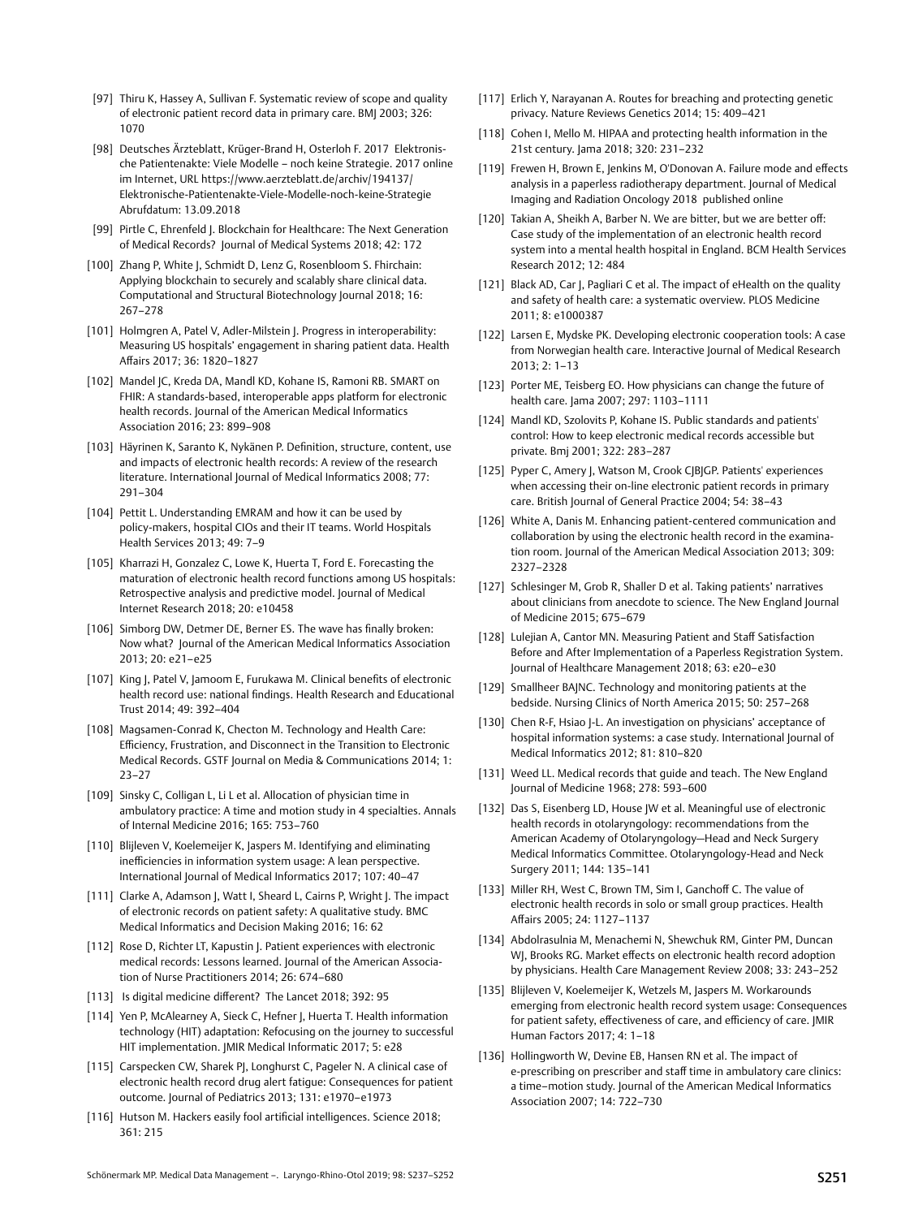[97] Thiru K, Hassey A, Sullivan F. Systematic review of scope and quality of electronic patient record data in primary care. BMJ 2003; 326: 1070

[98] Deutsches Ärzteblatt, Krüger-Brand H, Osterloh F. 2017 Elektronische Patientenakte: Viele Modelle – noch keine Strategie. 2017 online im Internet, URL https://www.aerzteblatt.de/archiv/194137/Elektronische-Patientenakte-Viele-Modelle-noch-keine-Strategie Abrufdatum: 13.09.2018

[99] Pirtle C, Ehrenfeld J. Blockchain for Healthcare: The Next Generation of Medical Records? Journal of Medical Systems 2018; 42: 172

[100] Zhang P, White J, Schmidt D, Lenz G, Rosenbloom S. Fhirchain: Applying blockchain to securely and scalably share clinical data. Computational and Structural Biotechnology Journal 2018; 16: 267–278

[101] Holmgren A, Patel V, Adler-Milstein J. Progress in interoperability: Measuring US hospitals' engagement in sharing patient data. Health Affairs 2017; 36: 1820–1827

[102] Mandel JC, Kreda DA, Mandl KD, Kohane IS, Ramoni RB. SMART on FHIR: A standards-based, interoperable apps platform for electronic health records. Journal of the American Medical Informatics Association 2016; 23: 899–908

[103] Häyrinen K, Saranto K, Nykänen P. Definition, structure, content, use and impacts of electronic health records: A review of the research literature. International Journal of Medical Informatics 2008; 77: 291–304

[104] Pettit L. Understanding EMRAM and how it can be used by policy-makers, hospital CIOs and their IT teams. World Hospitals Health Services 2013; 49: 7–9

[105] Kharrazi H, Gonzalez C, Lowe K, Huerta T, Ford E. Forecasting the maturation of electronic health record functions among US hospitals: Retrospective analysis and predictive model. Journal of Medical Internet Research 2018; 20: e10458

[106] Simborg DW, Detmer DE, Berner ES. The wave has finally broken: Now what? Journal of the American Medical Informatics Association 2013; 20: e21–e25

[107] King J, Patel V, Jamoom E, Furukawa M. Clinical benefits of electronic health record use: national findings. Health Research and Educational Trust 2014; 49: 392–404

[108] Magsamen-Conrad K, Checton M. Technology and Health Care: Efficiency, Frustration, and Disconnect in the Transition to Electronic Medical Records. GSTF Journal on Media & Communications 2014; 1: 23–27

[109] Sinsky C, Colligan L, Li L et al. Allocation of physician time in ambulatory practice: A time and motion study in 4 specialties. Annals of Internal Medicine 2016; 165: 753–760

[110] Blijleven V, Koelemeijer K, Jaspers M. Identifying and eliminating inefficiencies in information system usage: A lean perspective. International Journal of Medical Informatics 2017; 107: 40–47

[111] Clarke A, Adamson J, Watt I, Sheard L, Cairns P, Wright J. The impact of electronic records on patient safety: A qualitative study. BMC Medical Informatics and Decision Making 2016; 16: 62

[112] Rose D, Richter LT, Kapustin J. Patient experiences with electronic medical records: Lessons learned. Journal of the American Association of Nurse Practitioners 2014; 26: 674–680

[113] Is digital medicine different? The Lancet 2018; 392: 95

[114] Yen P, McAlearney A, Sieck C, Hefner J, Huerta T. Health information technology (HIT) adaptation: Refocusing on the journey to successful HIT implementation. JMIR Medical Informatic 2017; 5: e28

[115] Carspecken CW, Sharek PJ, Longhurst C, Pageler N. A clinical case of electronic health record drug alert fatigue: Consequences for patient outcome. Journal of Pediatrics 2013; 131: e1970–e1973

[116] Hutson M. Hackers easily fool artificial intelligences. Science 2018; 361: 215

[117] Erlich Y, Narayanan A. Routes for breaching and protecting genetic privacy. Nature Reviews Genetics 2014; 15: 409–421

[118] Cohen I, Mello M. HIPAA and protecting health information in the 21st century. Jama 2018; 320: 231–232

[119] Frewen H, Brown E, Jenkins M, O'Donovan A. Failure mode and effects analysis in a paperless radiotherapy department. Journal of Medical Imaging and Radiation Oncology 2018 published online

[120] Takian A, Sheikh A, Barber N. We are bitter, but we are better off: Case study of the implementation of an electronic health record system into a mental health hospital in England. BCM Health Services Research 2012; 12: 484

[121] Black AD, Car J, Pagliari C et al. The impact of eHealth on the quality and safety of health care: a systematic overview. PLOS Medicine 2011; 8: e1000387

[122] Larsen E, Mydske PK. Developing electronic cooperation tools: A case from Norwegian health care. Interactive Journal of Medical Research 2013; 2: 1–13

[123] Porter ME, Teisberg EO. How physicians can change the future of health care. Jama 2007; 297: 1103–1111

[124] Mandl KD, Szolovits P, Kohane IS. Public standards and patients' control: How to keep electronic medical records accessible but private. Bmj 2001; 322: 283–287

[125] Pyper C, Amery J, Watson M, Crook CJBJGP. Patients' experiences when accessing their on-line electronic patient records in primary care. British Journal of General Practice 2004; 54: 38–43

[126] White A, Danis M. Enhancing patient-centered communication and collaboration by using the electronic health record in the examination room. Journal of the American Medical Association 2013; 309: 2327–2328

[127] Schlesinger M, Grob R, Shaller D et al. Taking patients' narratives about clinicians from anecdote to science. The New England Journal of Medicine 2015; 675–679

[128] Lulejian A, Cantor MN. Measuring Patient and Staff Satisfaction Before and After Implementation of a Paperless Registration System. Journal of Healthcare Management 2018; 63: e20–e30

[129] Smallheer BAJNC. Technology and monitoring patients at the bedside. Nursing Clinics of North America 2015; 50: 257–268

[130] Chen R-F, Hsiao J-L. An investigation on physicians' acceptance of hospital information systems: a case study. International Journal of Medical Informatics 2012; 81: 810–820

[131] Weed LL. Medical records that guide and teach. The New England Journal of Medicine 1968; 278: 593–600

[132] Das S, Eisenberg LD, House JW et al. Meaningful use of electronic health records in otolaryngology: recommendations from the American Academy of Otolaryngology—Head and Neck Surgery Medical Informatics Committee. Otolaryngology-Head and Neck Surgery 2011; 144: 135–141

[133] Miller RH, West C, Brown TM, Sim I, Ganchoff C. The value of electronic health records in solo or small group practices. Health Affairs 2005; 24: 1127–1137

[134] Abdolrasulnia M, Menachemi N, Shewchuk RM, Ginter PM, Duncan WJ, Brooks RG. Market effects on electronic health record adoption by physicians. Health Care Management Review 2008; 33: 243–252

[135] Blijleven V, Koelemeijer K, Wetzels M, Jaspers M. Workarounds emerging from electronic health record system usage: Consequences for patient safety, effectiveness of care, and efficiency of care. JMIR Human Factors 2017; 4: 1–18

[136] Hollingworth W, Devine EB, Hansen RN et al. The impact of e-prescribing on prescriber and staff time in ambulatory care clinics: a time–motion study. Journal of the American Medical Informatics Association 2007; 14: 722–730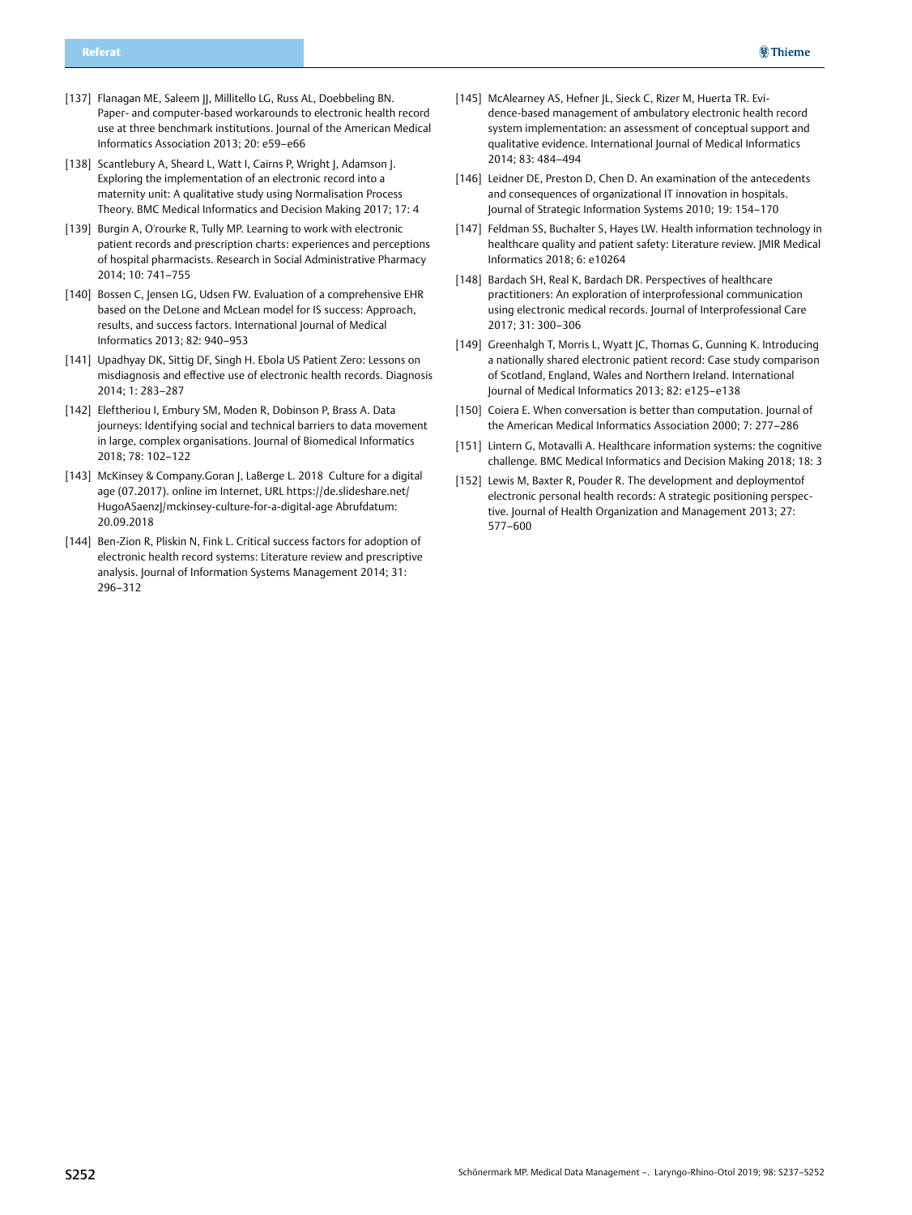[137] Flanagan ME, Saleem JJ, Millitello LG, Russ AL, Doebbeling BN. Paper- and computer-based workarounds to electronic health record use at three benchmark institutions. Journal of the American Medical Informatics Association 2013; 20: e59–e66

[138] Scantlebury A, Sheard L, Watt I, Cairns P, Wright J, Adamson J. Exploring the implementation of an electronic record into a maternity unit: A qualitative study using Normalisation Process Theory. BMC Medical Informatics and Decision Making 2017; 17: 4

[139] Burgin A, O'rourke R, Tully MP. Learning to work with electronic patient records and prescription charts: experiences and perceptions of hospital pharmacists. Research in Social Administrative Pharmacy 2014; 10: 741–755

[140] Bossen C, Jensen LG, Udsen FW. Evaluation of a comprehensive EHR based on the DeLone and McLean model for IS success: Approach, results, and success factors. International Journal of Medical Informatics 2013; 82: 940–953

[141] Upadhyay DK, Sittig DF, Singh H. Ebola US Patient Zero: Lessons on misdiagnosis and effective use of electronic health records. Diagnosis 2014; 1: 283–287

[142] Eleftheriou I, Embury SM, Moden R, Dobinson P, Brass A. Data journeys: Identifying social and technical barriers to data movement in large, complex organisations. Journal of Biomedical Informatics 2018; 78: 102–122

[143] McKinsey & Company.Goran J, LaBerge L. 2018 Culture for a digital age (07.2017). online im Internet, URL https://de.slideshare.net/HugoASaenzJ/mckinsey-culture-for-a-digital-age Abrufdatum: 20.09.2018

[144] Ben-Zion R, Pliskin N, Fink L. Critical success factors for adoption of electronic health record systems: Literature review and prescriptive analysis. Journal of Information Systems Management 2014; 31: 296–312

[145] McAlearney AS, Hefner JL, Sieck C, Rizer M, Huerta TR. Evidence-based management of ambulatory electronic health record system implementation: an assessment of conceptual support and qualitative evidence. International Journal of Medical Informatics 2014; 83: 484–494

[146] Leidner DE, Preston D, Chen D. An examination of the antecedents and consequences of organizational IT innovation in hospitals. Journal of Strategic Information Systems 2010; 19: 154–170

[147] Feldman SS, Buchalter S, Hayes LW. Health information technology in healthcare quality and patient safety: Literature review. JMIR Medical Informatics 2018; 6: e10264

[148] Bardach SH, Real K, Bardach DR. Perspectives of healthcare practitioners: An exploration of interprofessional communication using electronic medical records. Journal of Interprofessional Care 2017; 31: 300–306

[149] Greenhalgh T, Morris L, Wyatt JC, Thomas G, Gunning K. Introducing a nationally shared electronic patient record: Case study comparison of Scotland, England, Wales and Northern Ireland. International Journal of Medical Informatics 2013; 82: e125–e138

[150] Coiera E. When conversation is better than computation. Journal of the American Medical Informatics Association 2000; 7: 277–286

[151] Lintern G, Motavalli A. Healthcare information systems: the cognitive challenge. BMC Medical Informatics and Decision Making 2018; 18: 3

[152] Lewis M, Baxter R, Pouder R. The development and deploymentof electronic personal health records: A strategic positioning perspective. Journal of Health Organization and Management 2013; 27: 577–600